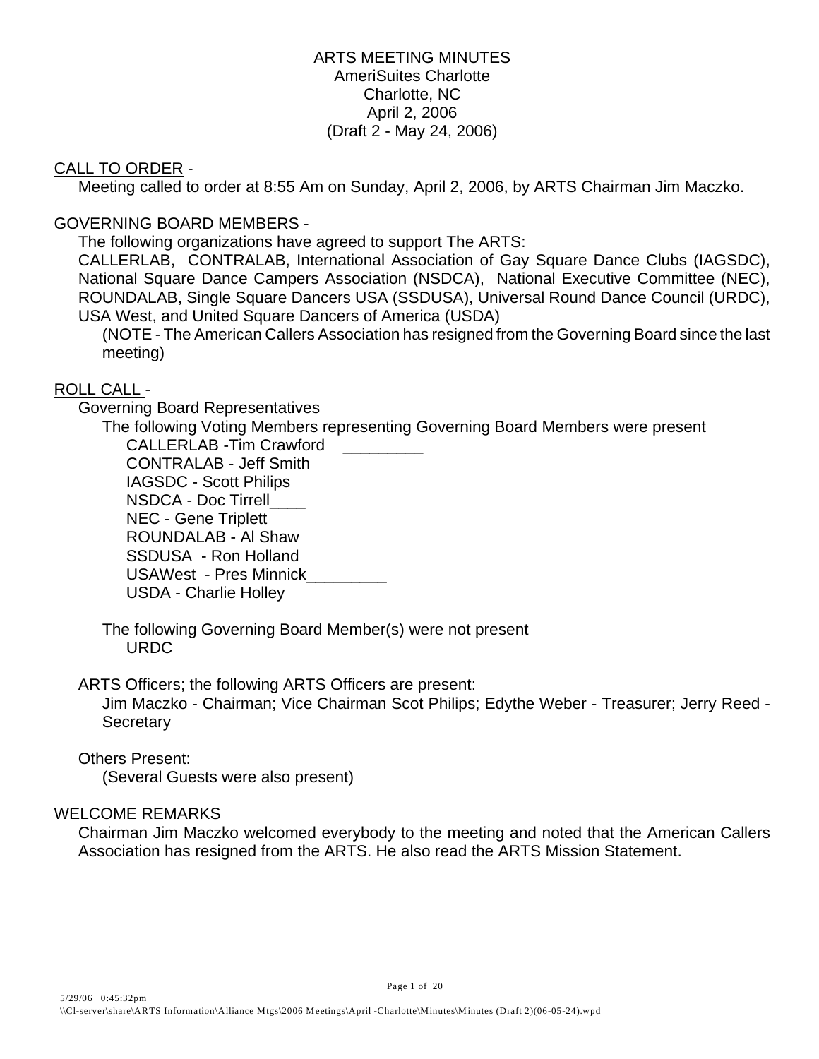ARTS MEETING MINUTES
AmeriSuites Charlotte
Charlotte, NC
April 2, 2006
(Draft 2 - May 24, 2006)

CALL TO ORDER -

Meeting called to order at 8:55 Am on Sunday, April 2, 2006, by ARTS Chairman Jim Maczko.

GOVERNING BOARD MEMBERS -

The following organizations have agreed to support The ARTS:

CALLERLAB, CONTRALAB, International Association of Gay Square Dance Clubs (IAGSDC), National Square Dance Campers Association (NSDCA), National Executive Committee (NEC), ROUNDALAB, Single Square Dancers USA (SSDUSA), Universal Round Dance Council (URDC), USA West, and United Square Dancers of America (USDA)

(NOTE - The American Callers Association has resigned from the Governing Board since the last meeting)

ROLL CALL -

Governing Board Representatives

The following Voting Members representing Governing Board Members were present

CALLERLAB -Tim Crawford _________
CONTRALAB - Jeff Smith
IAGSDC - Scott Philips
NSDCA - Doc Tirrell____
NEC - Gene Triplett
ROUNDALAB - Al Shaw
SSDUSA - Ron Holland
USAWest - Pres Minnick_________
USDA - Charlie Holley

The following Governing Board Member(s) were not present
URDC

ARTS Officers; the following ARTS Officers are present:

Jim Maczko - Chairman; Vice Chairman Scot Philips; Edythe Weber - Treasurer; Jerry Reed - Secretary

Others Present:

(Several Guests were also present)

WELCOME REMARKS

Chairman Jim Maczko welcomed everybody to the meeting and noted that the American Callers Association has resigned from the ARTS. He also read the ARTS Mission Statement.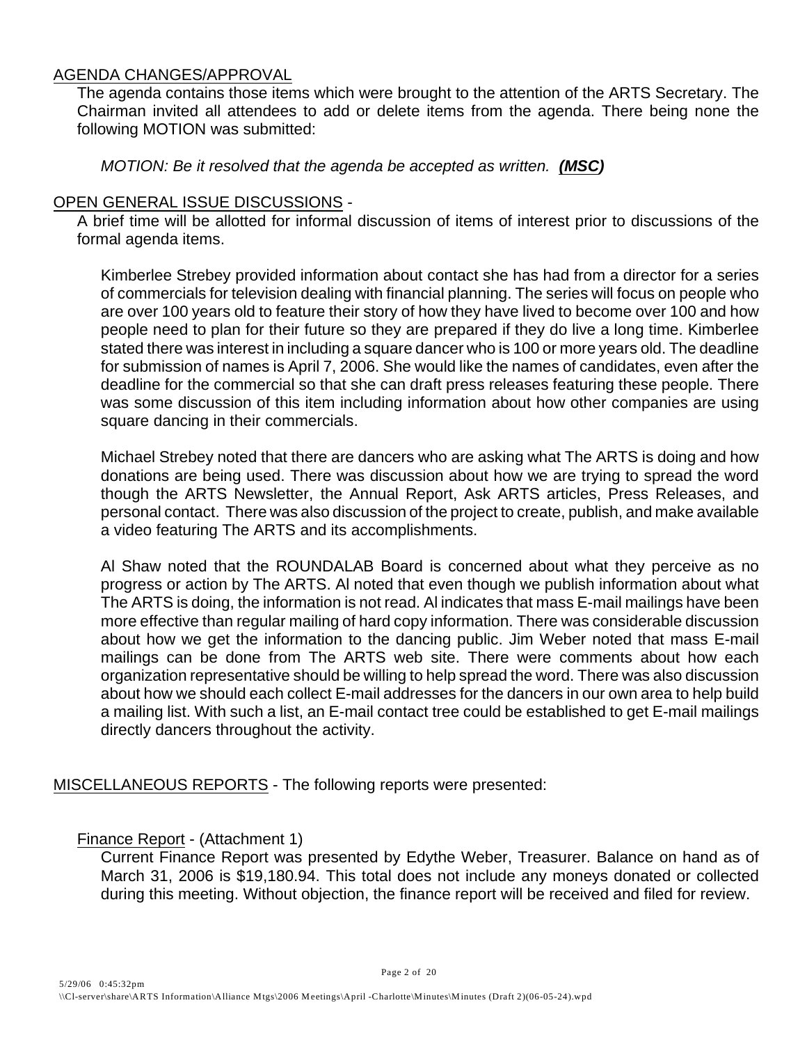AGENDA CHANGES/APPROVAL

The agenda contains those items which were brought to the attention of the ARTS Secretary. The Chairman invited all attendees to add or delete items from the agenda. There being none the following MOTION was submitted:

*MOTION: Be it resolved that the agenda be accepted as written.* ***(MSC)***

OPEN GENERAL ISSUE DISCUSSIONS -

A brief time will be allotted for informal discussion of items of interest prior to discussions of the formal agenda items.

Kimberlee Strebey provided information about contact she has had from a director for a series of commercials for television dealing with financial planning. The series will focus on people who are over 100 years old to feature their story of how they have lived to become over 100 and how people need to plan for their future so they are prepared if they do live a long time. Kimberlee stated there was interest in including a square dancer who is 100 or more years old. The deadline for submission of names is April 7, 2006. She would like the names of candidates, even after the deadline for the commercial so that she can draft press releases featuring these people. There was some discussion of this item including information about how other companies are using square dancing in their commercials.

Michael Strebey noted that there are dancers who are asking what The ARTS is doing and how donations are being used. There was discussion about how we are trying to spread the word though the ARTS Newsletter, the Annual Report, Ask ARTS articles, Press Releases, and personal contact. There was also discussion of the project to create, publish, and make available a video featuring The ARTS and its accomplishments.

Al Shaw noted that the ROUNDALAB Board is concerned about what they perceive as no progress or action by The ARTS. Al noted that even though we publish information about what The ARTS is doing, the information is not read. Al indicates that mass E-mail mailings have been more effective than regular mailing of hard copy information. There was considerable discussion about how we get the information to the dancing public. Jim Weber noted that mass E-mail mailings can be done from The ARTS web site. There were comments about how each organization representative should be willing to help spread the word. There was also discussion about how we should each collect E-mail addresses for the dancers in our own area to help build a mailing list. With such a list, an E-mail contact tree could be established to get E-mail mailings directly dancers throughout the activity.

MISCELLANEOUS REPORTS - The following reports were presented:

Finance Report - (Attachment 1)

Current Finance Report was presented by Edythe Weber, Treasurer. Balance on hand as of March 31, 2006 is $19,180.94. This total does not include any moneys donated or collected during this meeting. Without objection, the finance report will be received and filed for review.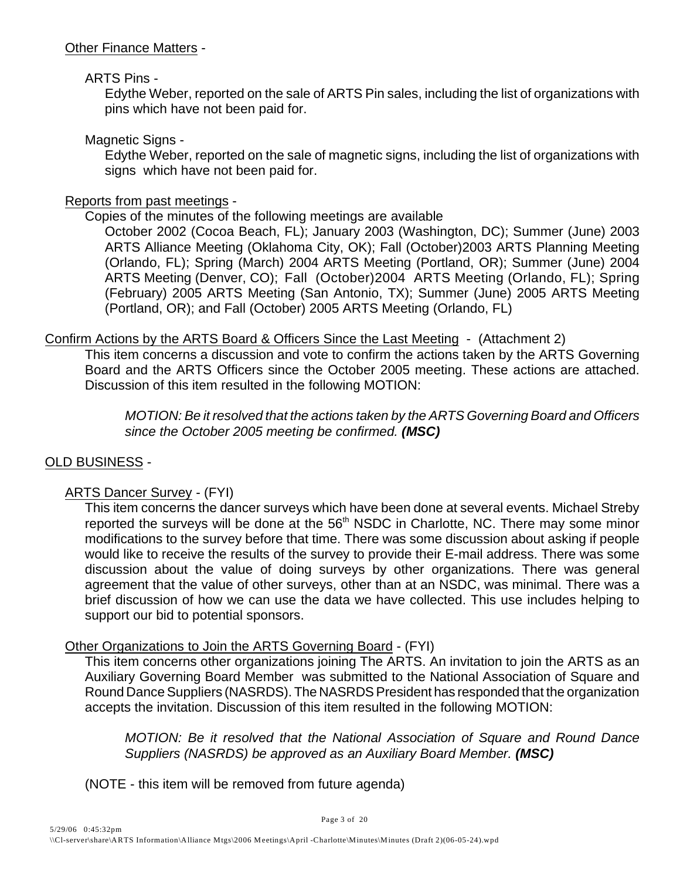Other Finance Matters -

ARTS Pins -

Edythe Weber, reported on the sale of ARTS Pin sales, including the list of organizations with pins which have not been paid for.

Magnetic Signs -

Edythe Weber, reported on the sale of magnetic signs, including the list of organizations with signs which have not been paid for.

Reports from past meetings -

Copies of the minutes of the following meetings are available

October 2002 (Cocoa Beach, FL); January 2003 (Washington, DC); Summer (June) 2003 ARTS Alliance Meeting (Oklahoma City, OK); Fall (October)2003 ARTS Planning Meeting (Orlando, FL); Spring (March) 2004 ARTS Meeting (Portland, OR); Summer (June) 2004 ARTS Meeting (Denver, CO); Fall (October)2004 ARTS Meeting (Orlando, FL); Spring (February) 2005 ARTS Meeting (San Antonio, TX); Summer (June) 2005 ARTS Meeting (Portland, OR); and Fall (October) 2005 ARTS Meeting (Orlando, FL)

Confirm Actions by the ARTS Board & Officers Since the Last Meeting - (Attachment 2)

This item concerns a discussion and vote to confirm the actions taken by the ARTS Governing Board and the ARTS Officers since the October 2005 meeting. These actions are attached. Discussion of this item resulted in the following MOTION:

> *MOTION: Be it resolved that the actions taken by the ARTS Governing Board and Officers since the October 2005 meeting be confirmed.* ***(MSC)***

OLD BUSINESS -

ARTS Dancer Survey - (FYI)

This item concerns the dancer surveys which have been done at several events. Michael Streby reported the surveys will be done at the 56th NSDC in Charlotte, NC. There may some minor modifications to the survey before that time. There was some discussion about asking if people would like to receive the results of the survey to provide their E-mail address. There was some discussion about the value of doing surveys by other organizations. There was general agreement that the value of other surveys, other than at an NSDC, was minimal. There was a brief discussion of how we can use the data we have collected. This use includes helping to support our bid to potential sponsors.

Other Organizations to Join the ARTS Governing Board - (FYI)

This item concerns other organizations joining The ARTS. An invitation to join the ARTS as an Auxiliary Governing Board Member was submitted to the National Association of Square and Round Dance Suppliers (NASRDS). The NASRDS President has responded that the organization accepts the invitation. Discussion of this item resulted in the following MOTION:

> *MOTION: Be it resolved that the National Association of Square and Round Dance Suppliers (NASRDS) be approved as an Auxiliary Board Member.* ***(MSC)***

(NOTE - this item will be removed from future agenda)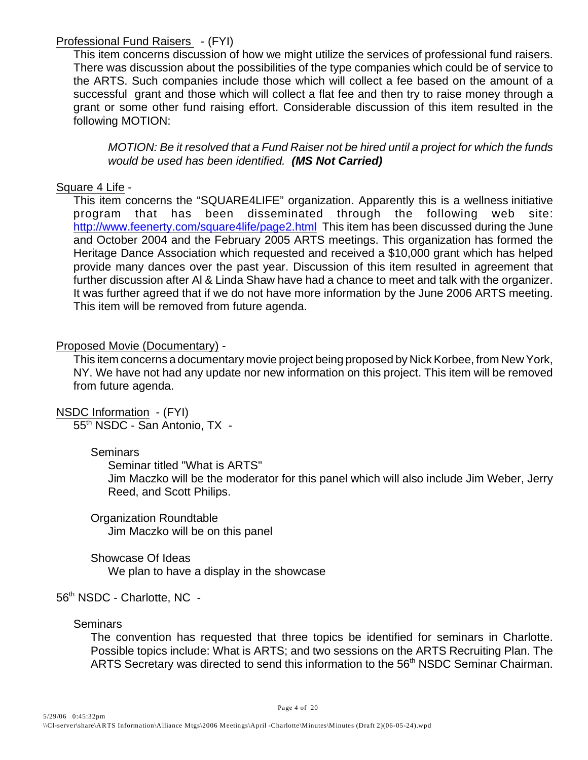Professional Fund Raisers - (FYI)

This item concerns discussion of how we might utilize the services of professional fund raisers. There was discussion about the possibilities of the type companies which could be of service to the ARTS. Such companies include those which will collect a fee based on the amount of a successful grant and those which will collect a flat fee and then try to raise money through a grant or some other fund raising effort. Considerable discussion of this item resulted in the following MOTION:

> *MOTION: Be it resolved that a Fund Raiser not be hired until a project for which the funds would be used has been identified.* ***(MS Not Carried)***

Square 4 Life -

This item concerns the "SQUARE4LIFE" organization. Apparently this is a wellness initiative program that has been disseminated through the following web site: http://www.feenerty.com/square4life/page2.html This item has been discussed during the June and October 2004 and the February 2005 ARTS meetings. This organization has formed the Heritage Dance Association which requested and received a $10,000 grant which has helped provide many dances over the past year. Discussion of this item resulted in agreement that further discussion after Al & Linda Shaw have had a chance to meet and talk with the organizer. It was further agreed that if we do not have more information by the June 2006 ARTS meeting. This item will be removed from future agenda.

Proposed Movie (Documentary) -

This item concerns a documentary movie project being proposed by Nick Korbee, from New York, NY. We have not had any update nor new information on this project. This item will be removed from future agenda.

NSDC Information - (FYI)

55th NSDC - San Antonio, TX -

Seminars

Seminar titled "What is ARTS"

Jim Maczko will be the moderator for this panel which will also include Jim Weber, Jerry Reed, and Scott Philips.

Organization Roundtable

Jim Maczko will be on this panel

Showcase Of Ideas

We plan to have a display in the showcase

56th NSDC - Charlotte, NC -

Seminars

The convention has requested that three topics be identified for seminars in Charlotte. Possible topics include: What is ARTS; and two sessions on the ARTS Recruiting Plan. The ARTS Secretary was directed to send this information to the 56th NSDC Seminar Chairman.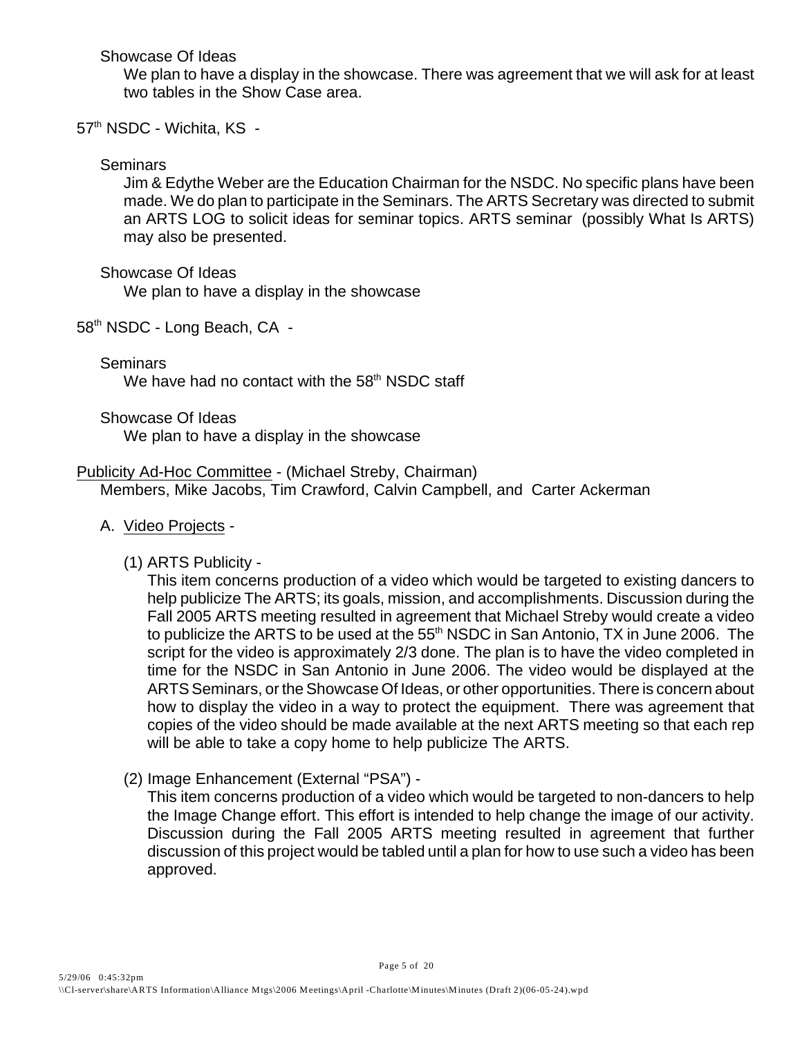Showcase Of Ideas

We plan to have a display in the showcase. There was agreement that we will ask for at least two tables in the Show Case area.

57th NSDC - Wichita, KS -

Seminars

Jim & Edythe Weber are the Education Chairman for the NSDC. No specific plans have been made. We do plan to participate in the Seminars. The ARTS Secretary was directed to submit an ARTS LOG to solicit ideas for seminar topics. ARTS seminar (possibly What Is ARTS) may also be presented.

Showcase Of Ideas

We plan to have a display in the showcase

58th NSDC - Long Beach, CA -

Seminars

We have had no contact with the 58th NSDC staff

Showcase Of Ideas

We plan to have a display in the showcase

Publicity Ad-Hoc Committee - (Michael Streby, Chairman)

Members, Mike Jacobs, Tim Crawford, Calvin Campbell, and Carter Ackerman

A. Video Projects -

(1) ARTS Publicity -

This item concerns production of a video which would be targeted to existing dancers to help publicize The ARTS; its goals, mission, and accomplishments. Discussion during the Fall 2005 ARTS meeting resulted in agreement that Michael Streby would create a video to publicize the ARTS to be used at the 55th NSDC in San Antonio, TX in June 2006. The script for the video is approximately 2/3 done. The plan is to have the video completed in time for the NSDC in San Antonio in June 2006. The video would be displayed at the ARTS Seminars, or the Showcase Of Ideas, or other opportunities. There is concern about how to display the video in a way to protect the equipment. There was agreement that copies of the video should be made available at the next ARTS meeting so that each rep will be able to take a copy home to help publicize The ARTS.

(2) Image Enhancement (External "PSA") -

This item concerns production of a video which would be targeted to non-dancers to help the Image Change effort. This effort is intended to help change the image of our activity. Discussion during the Fall 2005 ARTS meeting resulted in agreement that further discussion of this project would be tabled until a plan for how to use such a video has been approved.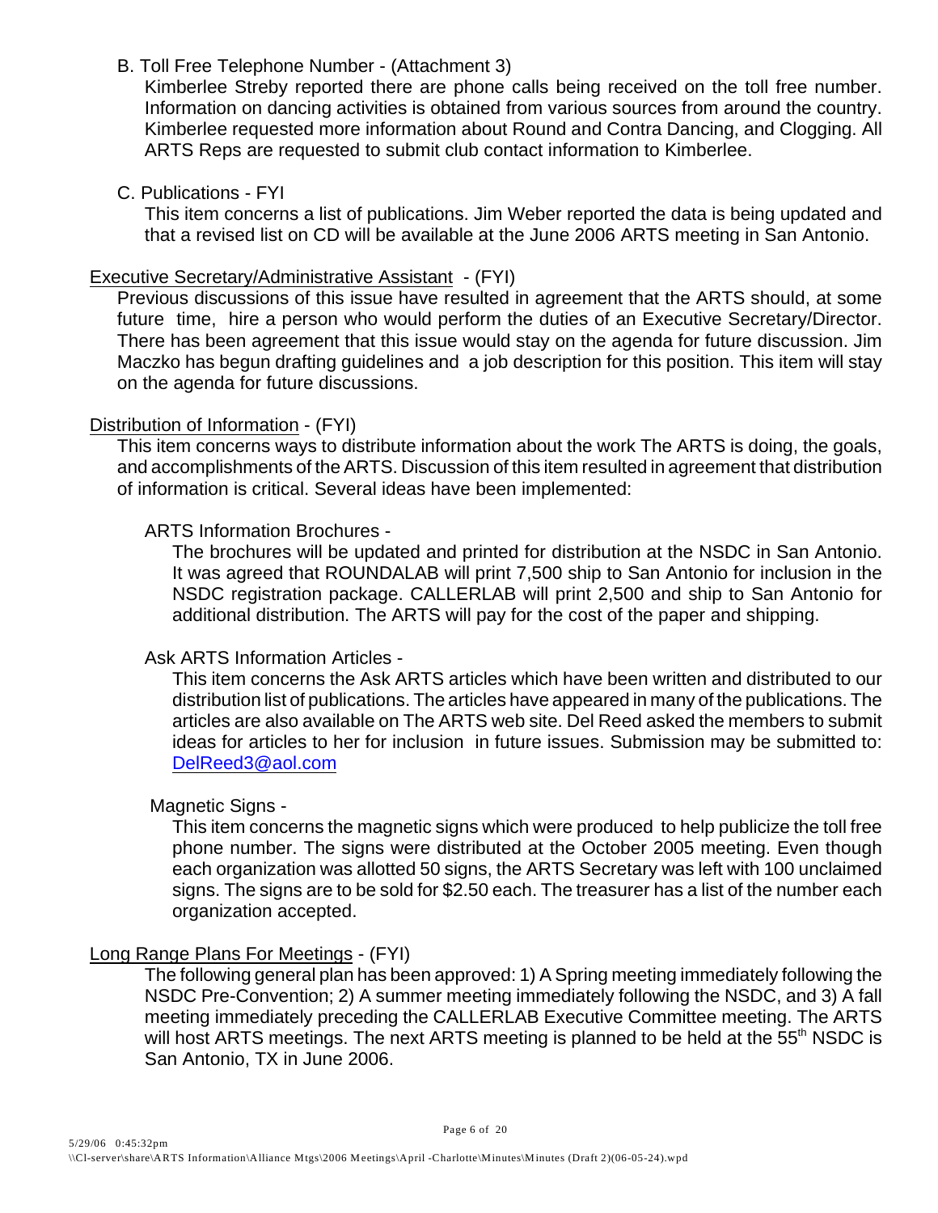B. Toll Free Telephone Number - (Attachment 3)

Kimberlee Streby reported there are phone calls being received on the toll free number. Information on dancing activities is obtained from various sources from around the country. Kimberlee requested more information about Round and Contra Dancing, and Clogging. All ARTS Reps are requested to submit club contact information to Kimberlee.

C. Publications - FYI

This item concerns a list of publications. Jim Weber reported the data is being updated and that a revised list on CD will be available at the June 2006 ARTS meeting in San Antonio.

<u>Executive Secretary/Administrative Assistant</u> - (FYI)

Previous discussions of this issue have resulted in agreement that the ARTS should, at some future time, hire a person who would perform the duties of an Executive Secretary/Director. There has been agreement that this issue would stay on the agenda for future discussion. Jim Maczko has begun drafting guidelines and a job description for this position. This item will stay on the agenda for future discussions.

<u>Distribution of Information</u> - (FYI)

This item concerns ways to distribute information about the work The ARTS is doing, the goals, and accomplishments of the ARTS. Discussion of this item resulted in agreement that distribution of information is critical. Several ideas have been implemented:

ARTS Information Brochures -

The brochures will be updated and printed for distribution at the NSDC in San Antonio. It was agreed that ROUNDALAB will print 7,500 ship to San Antonio for inclusion in the NSDC registration package. CALLERLAB will print 2,500 and ship to San Antonio for additional distribution. The ARTS will pay for the cost of the paper and shipping.

Ask ARTS Information Articles -

This item concerns the Ask ARTS articles which have been written and distributed to our distribution list of publications. The articles have appeared in many of the publications. The articles are also available on The ARTS web site. Del Reed asked the members to submit ideas for articles to her for inclusion in future issues. Submission may be submitted to: DelReed3@aol.com

Magnetic Signs -

This item concerns the magnetic signs which were produced to help publicize the toll free phone number. The signs were distributed at the October 2005 meeting. Even though each organization was allotted 50 signs, the ARTS Secretary was left with 100 unclaimed signs. The signs are to be sold for $2.50 each. The treasurer has a list of the number each organization accepted.

<u>Long Range Plans For Meetings</u> - (FYI)

The following general plan has been approved: 1) A Spring meeting immediately following the NSDC Pre-Convention; 2) A summer meeting immediately following the NSDC, and 3) A fall meeting immediately preceding the CALLERLAB Executive Committee meeting. The ARTS will host ARTS meetings. The next ARTS meeting is planned to be held at the 55th NSDC is San Antonio, TX in June 2006.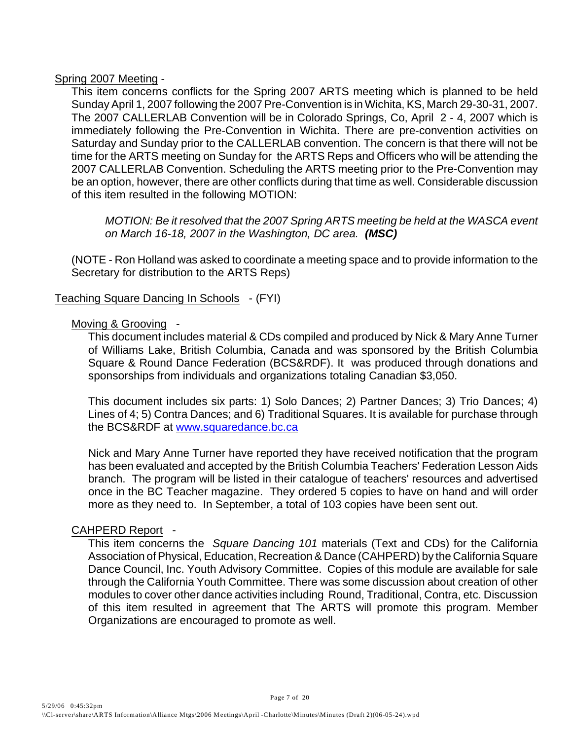Spring 2007 Meeting -

This item concerns conflicts for the Spring 2007 ARTS meeting which is planned to be held Sunday April 1, 2007 following the 2007 Pre-Convention is in Wichita, KS, March 29-30-31, 2007. The 2007 CALLERLAB Convention will be in Colorado Springs, Co, April 2 - 4, 2007 which is immediately following the Pre-Convention in Wichita. There are pre-convention activities on Saturday and Sunday prior to the CALLERLAB convention. The concern is that there will not be time for the ARTS meeting on Sunday for the ARTS Reps and Officers who will be attending the 2007 CALLERLAB Convention. Scheduling the ARTS meeting prior to the Pre-Convention may be an option, however, there are other conflicts during that time as well. Considerable discussion of this item resulted in the following MOTION:

> *MOTION: Be it resolved that the 2007 Spring ARTS meeting be held at the WASCA event on March 16-18, 2007 in the Washington, DC area.* ***(MSC)***

(NOTE - Ron Holland was asked to coordinate a meeting space and to provide information to the Secretary for distribution to the ARTS Reps)

Teaching Square Dancing In Schools - (FYI)

Moving & Grooving -

This document includes material & CDs compiled and produced by Nick & Mary Anne Turner of Williams Lake, British Columbia, Canada and was sponsored by the British Columbia Square & Round Dance Federation (BCS&RDF). It was produced through donations and sponsorships from individuals and organizations totaling Canadian $3,050.

This document includes six parts: 1) Solo Dances; 2) Partner Dances; 3) Trio Dances; 4) Lines of 4; 5) Contra Dances; and 6) Traditional Squares. It is available for purchase through the BCS&RDF at www.squaredance.bc.ca

Nick and Mary Anne Turner have reported they have received notification that the program has been evaluated and accepted by the British Columbia Teachers' Federation Lesson Aids branch. The program will be listed in their catalogue of teachers' resources and advertised once in the BC Teacher magazine. They ordered 5 copies to have on hand and will order more as they need to. In September, a total of 103 copies have been sent out.

CAHPERD Report -

This item concerns the *Square Dancing 101* materials (Text and CDs) for the California Association of Physical, Education, Recreation & Dance (CAHPERD) by the California Square Dance Council, Inc. Youth Advisory Committee. Copies of this module are available for sale through the California Youth Committee. There was some discussion about creation of other modules to cover other dance activities including Round, Traditional, Contra, etc. Discussion of this item resulted in agreement that The ARTS will promote this program. Member Organizations are encouraged to promote as well.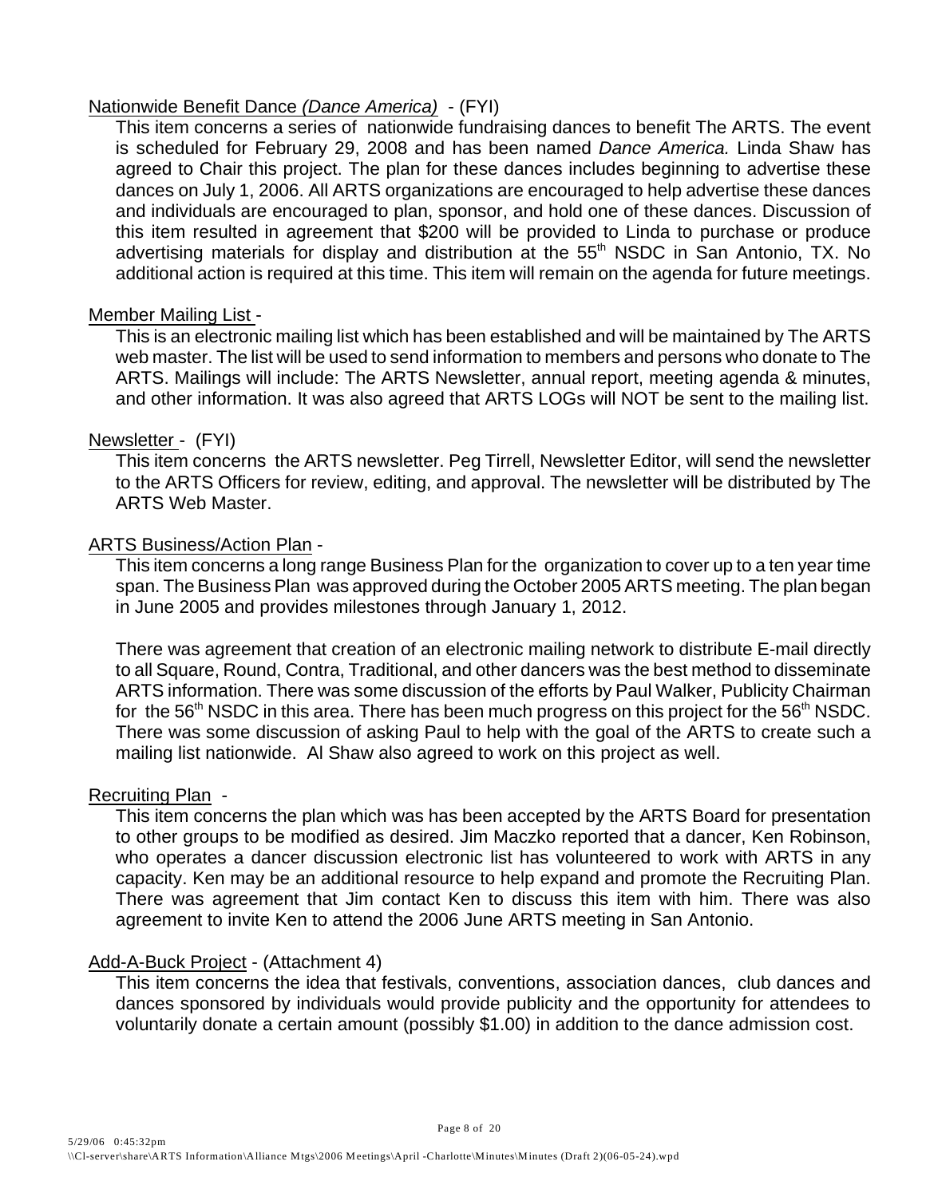Nationwide Benefit Dance *(Dance America)* - (FYI)

This item concerns a series of nationwide fundraising dances to benefit The ARTS. The event is scheduled for February 29, 2008 and has been named *Dance America.* Linda Shaw has agreed to Chair this project. The plan for these dances includes beginning to advertise these dances on July 1, 2006. All ARTS organizations are encouraged to help advertise these dances and individuals are encouraged to plan, sponsor, and hold one of these dances. Discussion of this item resulted in agreement that $200 will be provided to Linda to purchase or produce advertising materials for display and distribution at the 55th NSDC in San Antonio, TX. No additional action is required at this time. This item will remain on the agenda for future meetings.

Member Mailing List -

This is an electronic mailing list which has been established and will be maintained by The ARTS web master. The list will be used to send information to members and persons who donate to The ARTS. Mailings will include: The ARTS Newsletter, annual report, meeting agenda & minutes, and other information. It was also agreed that ARTS LOGs will NOT be sent to the mailing list.

Newsletter - (FYI)

This item concerns the ARTS newsletter. Peg Tirrell, Newsletter Editor, will send the newsletter to the ARTS Officers for review, editing, and approval. The newsletter will be distributed by The ARTS Web Master.

ARTS Business/Action Plan -

This item concerns a long range Business Plan for the organization to cover up to a ten year time span. The Business Plan was approved during the October 2005 ARTS meeting. The plan began in June 2005 and provides milestones through January 1, 2012.

There was agreement that creation of an electronic mailing network to distribute E-mail directly to all Square, Round, Contra, Traditional, and other dancers was the best method to disseminate ARTS information. There was some discussion of the efforts by Paul Walker, Publicity Chairman for the 56th NSDC in this area. There has been much progress on this project for the 56th NSDC. There was some discussion of asking Paul to help with the goal of the ARTS to create such a mailing list nationwide. Al Shaw also agreed to work on this project as well.

Recruiting Plan -

This item concerns the plan which was has been accepted by the ARTS Board for presentation to other groups to be modified as desired. Jim Maczko reported that a dancer, Ken Robinson, who operates a dancer discussion electronic list has volunteered to work with ARTS in any capacity. Ken may be an additional resource to help expand and promote the Recruiting Plan. There was agreement that Jim contact Ken to discuss this item with him. There was also agreement to invite Ken to attend the 2006 June ARTS meeting in San Antonio.

Add-A-Buck Project - (Attachment 4)

This item concerns the idea that festivals, conventions, association dances, club dances and dances sponsored by individuals would provide publicity and the opportunity for attendees to voluntarily donate a certain amount (possibly $1.00) in addition to the dance admission cost.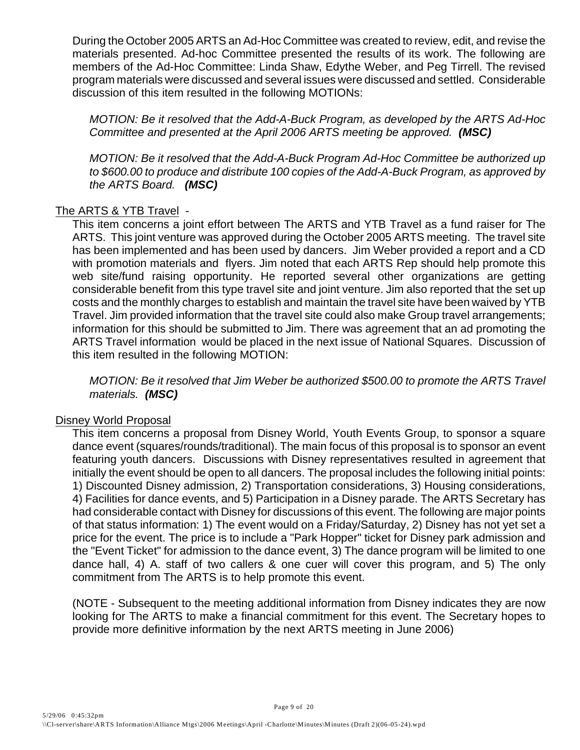During the October 2005 ARTS an Ad-Hoc Committee was created to review, edit, and revise the materials presented. Ad-hoc Committee presented the results of its work. The following are members of the Ad-Hoc Committee: Linda Shaw, Edythe Weber, and Peg Tirrell. The revised program materials were discussed and several issues were discussed and settled. Considerable discussion of this item resulted in the following MOTIONs:

*MOTION: Be it resolved that the Add-A-Buck Program, as developed by the ARTS Ad-Hoc Committee and presented at the April 2006 ARTS meeting be approved.* ***(MSC)***

*MOTION: Be it resolved that the Add-A-Buck Program Ad-Hoc Committee be authorized up to $600.00 to produce and distribute 100 copies of the Add-A-Buck Program, as approved by the ARTS Board.* ***(MSC)***

<u>The ARTS & YTB Travel</u> -

This item concerns a joint effort between The ARTS and YTB Travel as a fund raiser for The ARTS. This joint venture was approved during the October 2005 ARTS meeting. The travel site has been implemented and has been used by dancers. Jim Weber provided a report and a CD with promotion materials and flyers. Jim noted that each ARTS Rep should help promote this web site/fund raising opportunity. He reported several other organizations are getting considerable benefit from this type travel site and joint venture. Jim also reported that the set up costs and the monthly charges to establish and maintain the travel site have been waived by YTB Travel. Jim provided information that the travel site could also make Group travel arrangements; information for this should be submitted to Jim. There was agreement that an ad promoting the ARTS Travel information would be placed in the next issue of National Squares. Discussion of this item resulted in the following MOTION:

*MOTION: Be it resolved that Jim Weber be authorized $500.00 to promote the ARTS Travel materials.* ***(MSC)***

<u>Disney World Proposal</u>

This item concerns a proposal from Disney World, Youth Events Group, to sponsor a square dance event (squares/rounds/traditional). The main focus of this proposal is to sponsor an event featuring youth dancers. Discussions with Disney representatives resulted in agreement that initially the event should be open to all dancers. The proposal includes the following initial points: 1) Discounted Disney admission, 2) Transportation considerations, 3) Housing considerations, 4) Facilities for dance events, and 5) Participation in a Disney parade. The ARTS Secretary has had considerable contact with Disney for discussions of this event. The following are major points of that status information: 1) The event would on a Friday/Saturday, 2) Disney has not yet set a price for the event. The price is to include a "Park Hopper" ticket for Disney park admission and the "Event Ticket" for admission to the dance event, 3) The dance program will be limited to one dance hall, 4) A. staff of two callers & one cuer will cover this program, and 5) The only commitment from The ARTS is to help promote this event.

(NOTE - Subsequent to the meeting additional information from Disney indicates they are now looking for The ARTS to make a financial commitment for this event. The Secretary hopes to provide more definitive information by the next ARTS meeting in June 2006)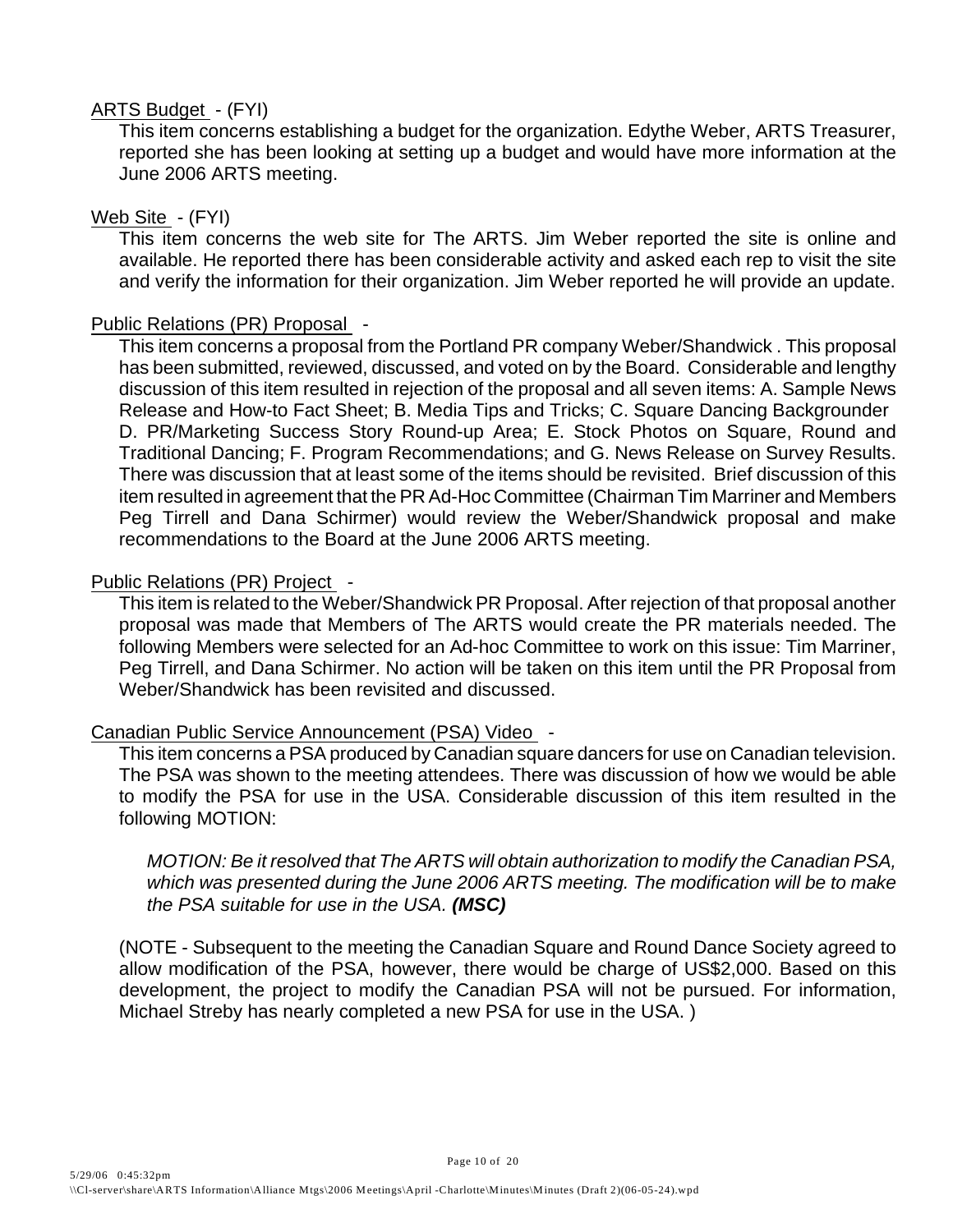ARTS Budget - (FYI)

This item concerns establishing a budget for the organization. Edythe Weber, ARTS Treasurer, reported she has been looking at setting up a budget and would have more information at the June 2006 ARTS meeting.

Web Site - (FYI)

This item concerns the web site for The ARTS. Jim Weber reported the site is online and available. He reported there has been considerable activity and asked each rep to visit the site and verify the information for their organization. Jim Weber reported he will provide an update.

Public Relations (PR) Proposal -

This item concerns a proposal from the Portland PR company Weber/Shandwick . This proposal has been submitted, reviewed, discussed, and voted on by the Board. Considerable and lengthy discussion of this item resulted in rejection of the proposal and all seven items: A. Sample News Release and How-to Fact Sheet; B. Media Tips and Tricks; C. Square Dancing Backgrounder D. PR/Marketing Success Story Round-up Area; E. Stock Photos on Square, Round and Traditional Dancing; F. Program Recommendations; and G. News Release on Survey Results. There was discussion that at least some of the items should be revisited. Brief discussion of this item resulted in agreement that the PR Ad-Hoc Committee (Chairman Tim Marriner and Members Peg Tirrell and Dana Schirmer) would review the Weber/Shandwick proposal and make recommendations to the Board at the June 2006 ARTS meeting.

Public Relations (PR) Project -

This item is related to the Weber/Shandwick PR Proposal. After rejection of that proposal another proposal was made that Members of The ARTS would create the PR materials needed. The following Members were selected for an Ad-hoc Committee to work on this issue: Tim Marriner, Peg Tirrell, and Dana Schirmer. No action will be taken on this item until the PR Proposal from Weber/Shandwick has been revisited and discussed.

Canadian Public Service Announcement (PSA) Video -

This item concerns a PSA produced by Canadian square dancers for use on Canadian television. The PSA was shown to the meeting attendees. There was discussion of how we would be able to modify the PSA for use in the USA. Considerable discussion of this item resulted in the following MOTION:

*MOTION: Be it resolved that The ARTS will obtain authorization to modify the Canadian PSA, which was presented during the June 2006 ARTS meeting. The modification will be to make the PSA suitable for use in the USA.* ***(MSC)***

(NOTE - Subsequent to the meeting the Canadian Square and Round Dance Society agreed to allow modification of the PSA, however, there would be charge of US$2,000. Based on this development, the project to modify the Canadian PSA will not be pursued. For information, Michael Streby has nearly completed a new PSA for use in the USA. )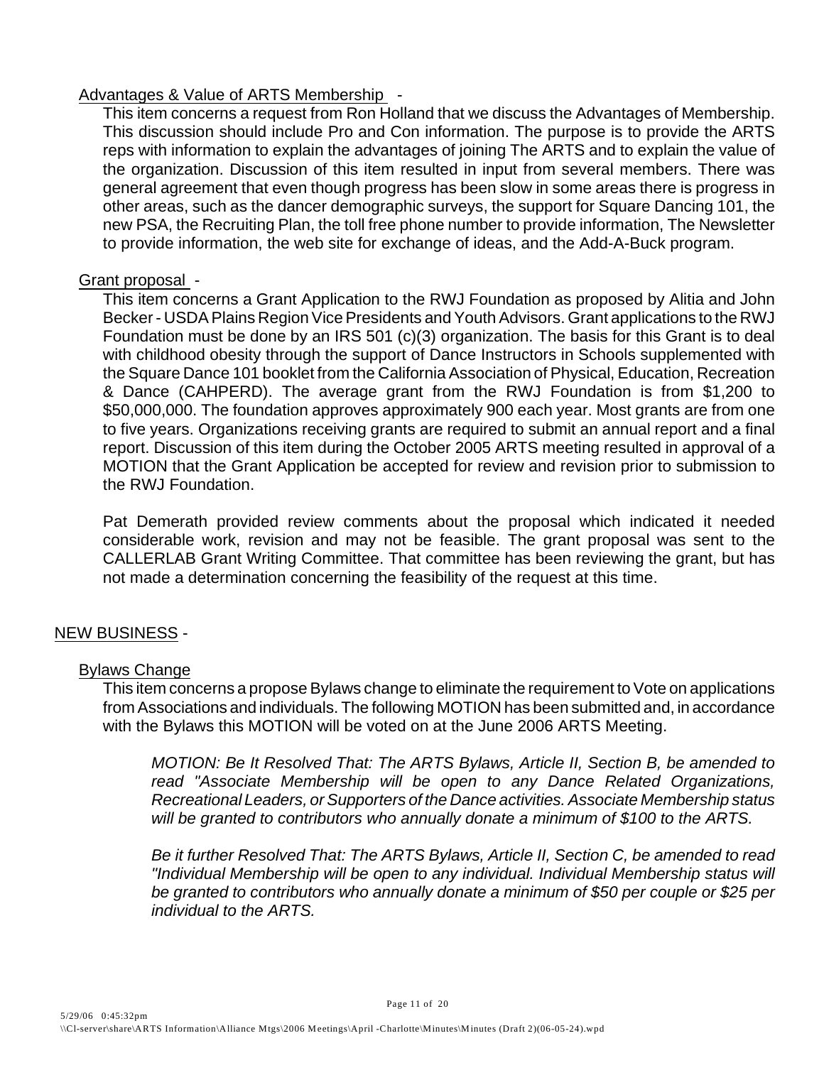Advantages & Value of ARTS Membership -

This item concerns a request from Ron Holland that we discuss the Advantages of Membership. This discussion should include Pro and Con information. The purpose is to provide the ARTS reps with information to explain the advantages of joining The ARTS and to explain the value of the organization. Discussion of this item resulted in input from several members. There was general agreement that even though progress has been slow in some areas there is progress in other areas, such as the dancer demographic surveys, the support for Square Dancing 101, the new PSA, the Recruiting Plan, the toll free phone number to provide information, The Newsletter to provide information, the web site for exchange of ideas, and the Add-A-Buck program.

Grant proposal -

This item concerns a Grant Application to the RWJ Foundation as proposed by Alitia and John Becker - USDA Plains Region Vice Presidents and Youth Advisors. Grant applications to the RWJ Foundation must be done by an IRS 501 (c)(3) organization. The basis for this Grant is to deal with childhood obesity through the support of Dance Instructors in Schools supplemented with the Square Dance 101 booklet from the California Association of Physical, Education, Recreation & Dance (CAHPERD). The average grant from the RWJ Foundation is from $1,200 to $50,000,000. The foundation approves approximately 900 each year. Most grants are from one to five years. Organizations receiving grants are required to submit an annual report and a final report. Discussion of this item during the October 2005 ARTS meeting resulted in approval of a MOTION that the Grant Application be accepted for review and revision prior to submission to the RWJ Foundation.

Pat Demerath provided review comments about the proposal which indicated it needed considerable work, revision and may not be feasible. The grant proposal was sent to the CALLERLAB Grant Writing Committee. That committee has been reviewing the grant, but has not made a determination concerning the feasibility of the request at this time.

NEW BUSINESS -

Bylaws Change

This item concerns a propose Bylaws change to eliminate the requirement to Vote on applications from Associations and individuals. The following MOTION has been submitted and, in accordance with the Bylaws this MOTION will be voted on at the June 2006 ARTS Meeting.

*MOTION: Be It Resolved That: The ARTS Bylaws, Article II, Section B, be amended to read "Associate Membership will be open to any Dance Related Organizations, Recreational Leaders, or Supporters of the Dance activities. Associate Membership status will be granted to contributors who annually donate a minimum of $100 to the ARTS.*

*Be it further Resolved That: The ARTS Bylaws, Article II, Section C, be amended to read "Individual Membership will be open to any individual. Individual Membership status will be granted to contributors who annually donate a minimum of $50 per couple or $25 per individual to the ARTS.*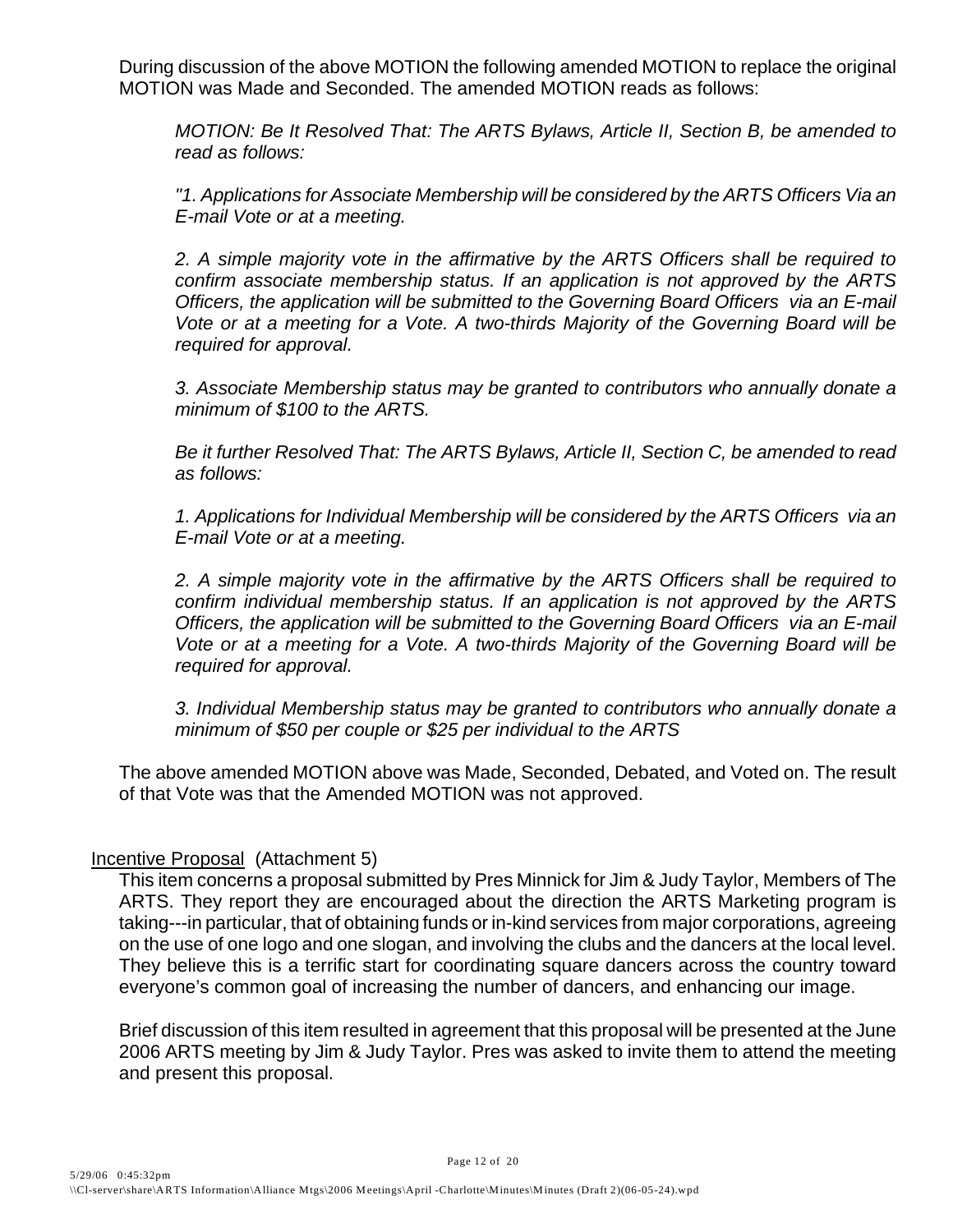During discussion of the above MOTION the following amended MOTION to replace the original MOTION was Made and Seconded. The amended MOTION reads as follows:

> *MOTION: Be It Resolved That: The ARTS Bylaws, Article II, Section B, be amended to read as follows:*
>
> *"1. Applications for Associate Membership will be considered by the ARTS Officers Via an E-mail Vote or at a meeting.*
>
> *2. A simple majority vote in the affirmative by the ARTS Officers shall be required to confirm associate membership status. If an application is not approved by the ARTS Officers, the application will be submitted to the Governing Board Officers via an E-mail Vote or at a meeting for a Vote. A two-thirds Majority of the Governing Board will be required for approval.*
>
> *3. Associate Membership status may be granted to contributors who annually donate a minimum of $100 to the ARTS.*
>
> *Be it further Resolved That: The ARTS Bylaws, Article II, Section C, be amended to read as follows:*
>
> *1. Applications for Individual Membership will be considered by the ARTS Officers via an E-mail Vote or at a meeting.*
>
> *2. A simple majority vote in the affirmative by the ARTS Officers shall be required to confirm individual membership status. If an application is not approved by the ARTS Officers, the application will be submitted to the Governing Board Officers via an E-mail Vote or at a meeting for a Vote. A two-thirds Majority of the Governing Board will be required for approval.*
>
> *3. Individual Membership status may be granted to contributors who annually donate a minimum of $50 per couple or $25 per individual to the ARTS*

The above amended MOTION above was Made, Seconded, Debated, and Voted on. The result of that Vote was that the Amended MOTION was not approved.

<u>Incentive Proposal</u> (Attachment 5)

This item concerns a proposal submitted by Pres Minnick for Jim & Judy Taylor, Members of The ARTS. They report they are encouraged about the direction the ARTS Marketing program is taking---in particular, that of obtaining funds or in-kind services from major corporations, agreeing on the use of one logo and one slogan, and involving the clubs and the dancers at the local level. They believe this is a terrific start for coordinating square dancers across the country toward everyone's common goal of increasing the number of dancers, and enhancing our image.

Brief discussion of this item resulted in agreement that this proposal will be presented at the June 2006 ARTS meeting by Jim & Judy Taylor. Pres was asked to invite them to attend the meeting and present this proposal.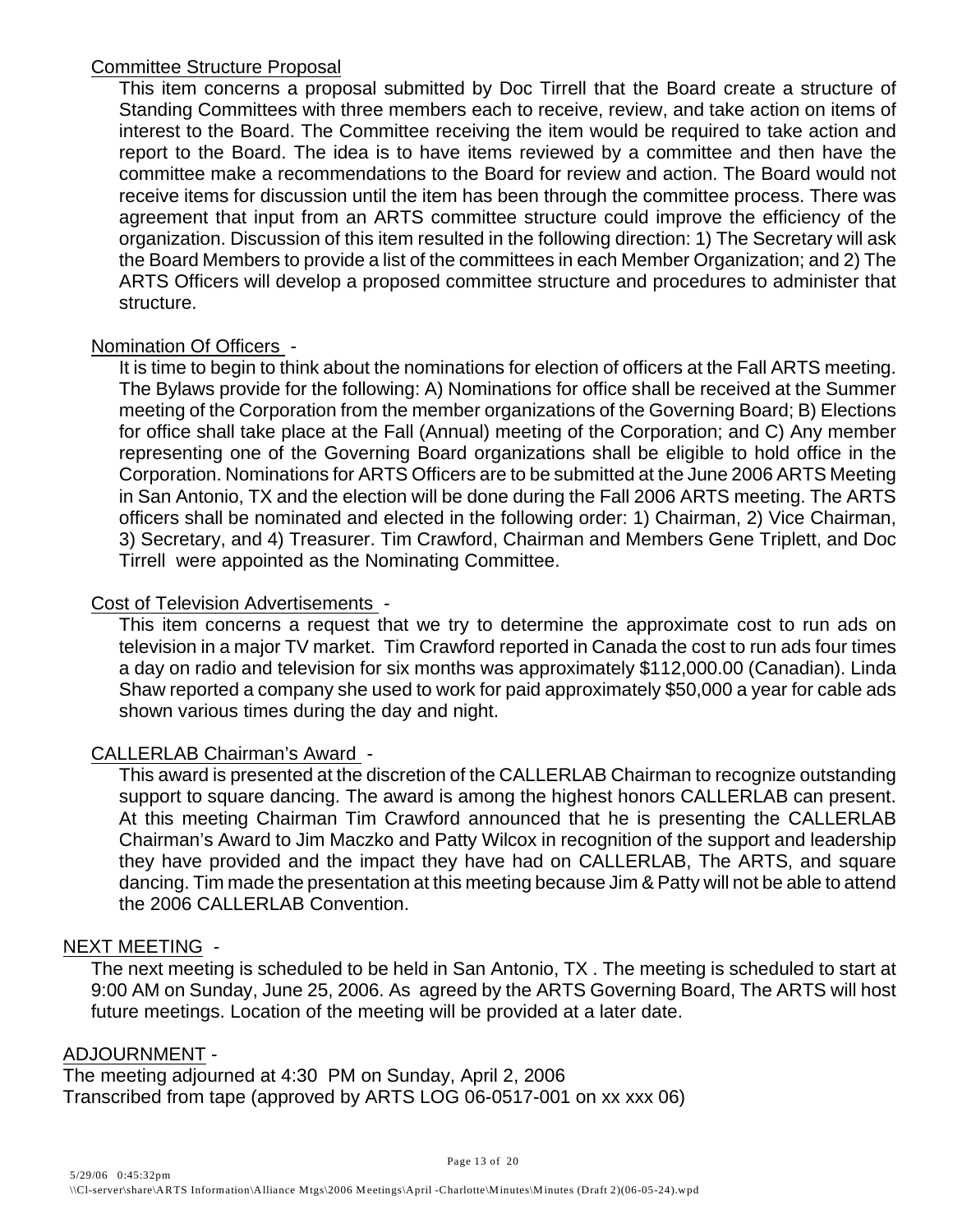Committee Structure Proposal

This item concerns a proposal submitted by Doc Tirrell that the Board create a structure of Standing Committees with three members each to receive, review, and take action on items of interest to the Board. The Committee receiving the item would be required to take action and report to the Board. The idea is to have items reviewed by a committee and then have the committee make a recommendations to the Board for review and action. The Board would not receive items for discussion until the item has been through the committee process. There was agreement that input from an ARTS committee structure could improve the efficiency of the organization. Discussion of this item resulted in the following direction: 1) The Secretary will ask the Board Members to provide a list of the committees in each Member Organization; and 2) The ARTS Officers will develop a proposed committee structure and procedures to administer that structure.

Nomination Of Officers -

It is time to begin to think about the nominations for election of officers at the Fall ARTS meeting. The Bylaws provide for the following: A) Nominations for office shall be received at the Summer meeting of the Corporation from the member organizations of the Governing Board; B) Elections for office shall take place at the Fall (Annual) meeting of the Corporation; and C) Any member representing one of the Governing Board organizations shall be eligible to hold office in the Corporation. Nominations for ARTS Officers are to be submitted at the June 2006 ARTS Meeting in San Antonio, TX and the election will be done during the Fall 2006 ARTS meeting. The ARTS officers shall be nominated and elected in the following order: 1) Chairman, 2) Vice Chairman, 3) Secretary, and 4) Treasurer. Tim Crawford, Chairman and Members Gene Triplett, and Doc Tirrell were appointed as the Nominating Committee.

Cost of Television Advertisements -

This item concerns a request that we try to determine the approximate cost to run ads on television in a major TV market. Tim Crawford reported in Canada the cost to run ads four times a day on radio and television for six months was approximately $112,000.00 (Canadian). Linda Shaw reported a company she used to work for paid approximately $50,000 a year for cable ads shown various times during the day and night.

CALLERLAB Chairman's Award -

This award is presented at the discretion of the CALLERLAB Chairman to recognize outstanding support to square dancing. The award is among the highest honors CALLERLAB can present. At this meeting Chairman Tim Crawford announced that he is presenting the CALLERLAB Chairman's Award to Jim Maczko and Patty Wilcox in recognition of the support and leadership they have provided and the impact they have had on CALLERLAB, The ARTS, and square dancing. Tim made the presentation at this meeting because Jim & Patty will not be able to attend the 2006 CALLERLAB Convention.

NEXT MEETING -

The next meeting is scheduled to be held in San Antonio, TX . The meeting is scheduled to start at 9:00 AM on Sunday, June 25, 2006. As agreed by the ARTS Governing Board, The ARTS will host future meetings. Location of the meeting will be provided at a later date.

ADJOURNMENT -

The meeting adjourned at 4:30 PM on Sunday, April 2, 2006
Transcribed from tape (approved by ARTS LOG 06-0517-001 on xx xxx 06)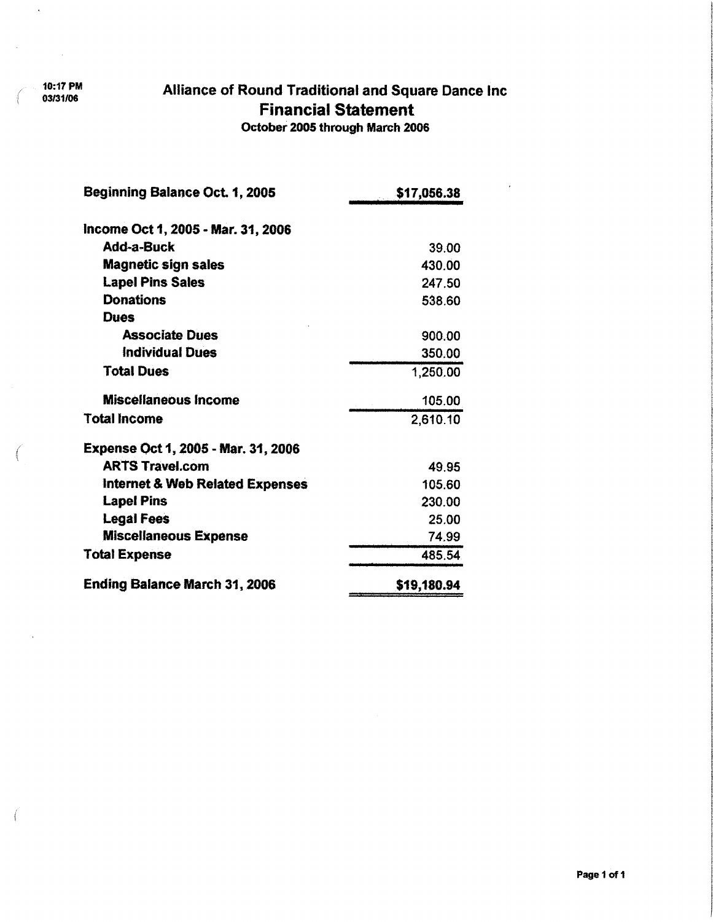10:17 PM
03/31/06

# Alliance of Round Traditional and Square Dance Inc
## Financial Statement
**October 2005 through March 2006**

| | |
|---|---|
| **Beginning Balance Oct. 1, 2005** | **$17,056.38** |
| **Income Oct 1, 2005 - Mar. 31, 2006** | |
| **Add-a-Buck** | 39.00 |
| **Magnetic sign sales** | 430.00 |
| **Lapel Pins Sales** | 247.50 |
| **Donations** | 538.60 |
| **Dues** | |
| **Associate Dues** | 900.00 |
| **Individual Dues** | 350.00 |
| **Total Dues** | 1,250.00 |
| **Miscellaneous Income** | 105.00 |
| **Total Income** | 2,610.10 |
| **Expense Oct 1, 2005 - Mar. 31, 2006** | |
| **ARTS Travel.com** | 49.95 |
| **Internet & Web Related Expenses** | 105.60 |
| **Lapel Pins** | 230.00 |
| **Legal Fees** | 25.00 |
| **Miscellaneous Expense** | 74.99 |
| **Total Expense** | 485.54 |
| **Ending Balance March 31, 2006** | **$19,180.94** |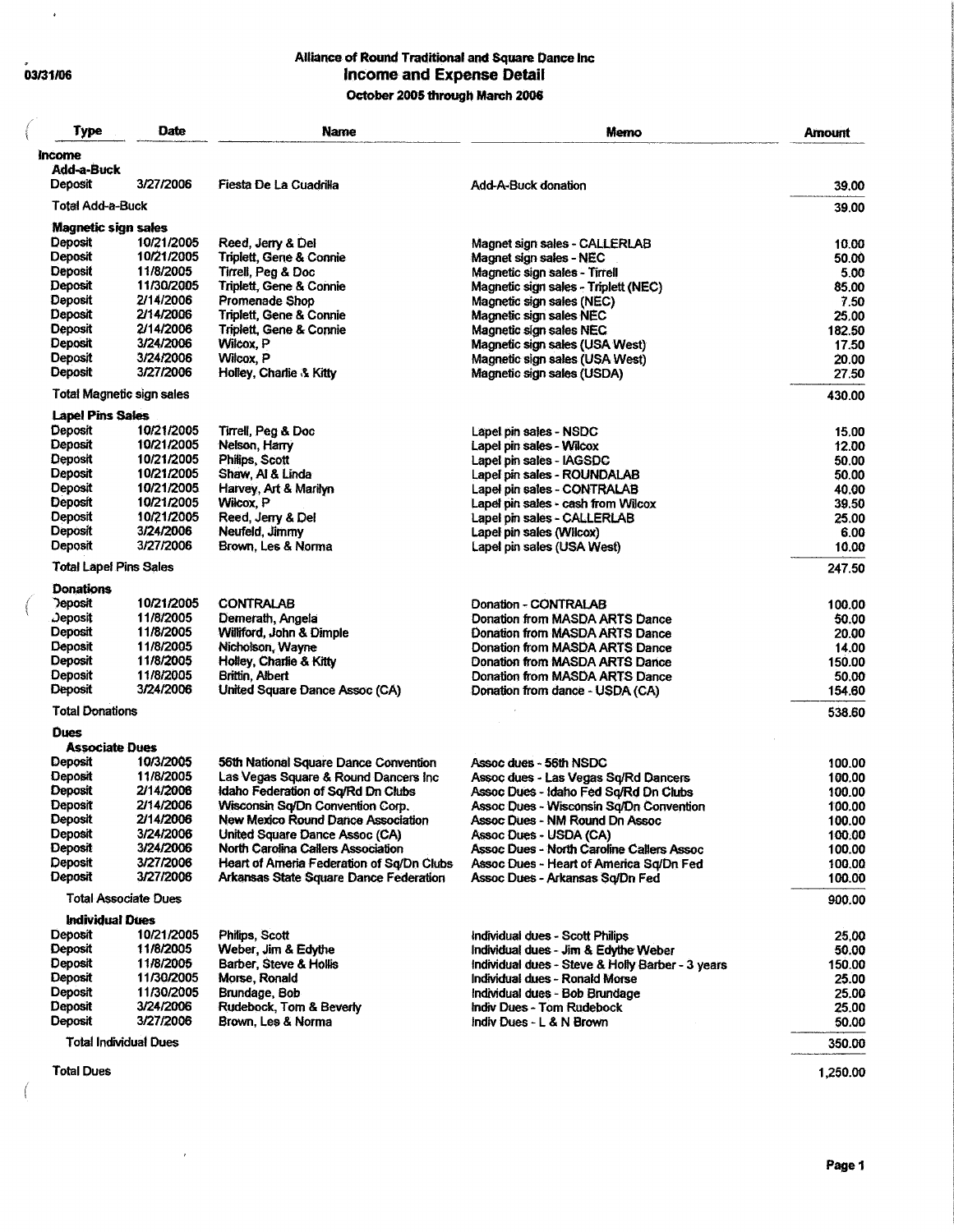03/31/06

# Alliance of Round Traditional and Square Dance Inc
## Income and Expense Detail
### October 2005 through March 2006

| Type | Date | Name | Memo | Amount |
|---|---|---|---|---|
| **Income** | | | | |
| **Add-a-Buck** | | | | |
| Deposit | 3/27/2006 | Fiesta De La Cuadrilla | Add-A-Buck donation | 39.00 |
| Total Add-a-Buck | | | | 39.00 |
| **Magnetic sign sales** | | | | |
| Deposit | 10/21/2005 | Reed, Jerry & Del | Magnet sign sales - CALLERLAB | 10.00 |
| Deposit | 10/21/2005 | Triplett, Gene & Connie | Magnet sign sales - NEC | 50.00 |
| Deposit | 11/8/2005 | Tirrell, Peg & Doc | Magnetic sign sales - Tirrell | 5.00 |
| Deposit | 11/30/2005 | Triplett, Gene & Connie | Magnetic sign sales - Triplett (NEC) | 85.00 |
| Deposit | 2/14/2006 | Promenade Shop | Magnetic sign sales (NEC) | 7.50 |
| Deposit | 2/14/2006 | Triplett, Gene & Connie | Magnetic sign sales NEC | 25.00 |
| Deposit | 2/14/2006 | Triplett, Gene & Connie | Magnetic sign sales NEC | 182.50 |
| Deposit | 3/24/2006 | Wilcox, P | Magnetic sign sales (USA West) | 17.50 |
| Deposit | 3/24/2006 | Wilcox, P | Magnetic sign sales (USA West) | 20.00 |
| Deposit | 3/27/2006 | Holley, Charlie & Kitty | Magnetic sign sales (USDA) | 27.50 |
| Total Magnetic sign sales | | | | 430.00 |
| **Lapel Pins Sales** | | | | |
| Deposit | 10/21/2005 | Tirrell, Peg & Doc | Lapel pin sales - NSDC | 15.00 |
| Deposit | 10/21/2005 | Nelson, Harry | Lapel pin sales - Wilcox | 12.00 |
| Deposit | 10/21/2005 | Philips, Scott | Lapel pin sales - IAGSDC | 50.00 |
| Deposit | 10/21/2005 | Shaw, Al & Linda | Lapel pin sales - ROUNDALAB | 50.00 |
| Deposit | 10/21/2005 | Harvey, Art & Marilyn | Lapel pin sales - CONTRALAB | 40.00 |
| Deposit | 10/21/2005 | Wilcox, P | Lapel pin sales - cash from Wilcox | 39.50 |
| Deposit | 10/21/2005 | Reed, Jerry & Del | Lapel pin sales - CALLERLAB | 25.00 |
| Deposit | 3/24/2006 | Neufeld, Jimmy | Lapel pin sales (Wilcox) | 6.00 |
| Deposit | 3/27/2006 | Brown, Les & Norma | Lapel pin sales (USA West) | 10.00 |
| Total Lapel Pins Sales | | | | 247.50 |
| **Donations** | | | | |
| Deposit | 10/21/2005 | CONTRALAB | Donation - CONTRALAB | 100.00 |
| Deposit | 11/8/2005 | Demerath, Angela | Donation from MASDA ARTS Dance | 50.00 |
| Deposit | 11/8/2005 | Williford, John & Dimple | Donation from MASDA ARTS Dance | 20.00 |
| Deposit | 11/8/2005 | Nicholson, Wayne | Donation from MASDA ARTS Dance | 14.00 |
| Deposit | 11/8/2005 | Holley, Charlie & Kitty | Donation from MASDA ARTS Dance | 150.00 |
| Deposit | 11/8/2005 | Brittin, Albert | Donation from MASDA ARTS Dance | 50.00 |
| Deposit | 3/24/2006 | United Square Dance Assoc (CA) | Donation from dance - USDA (CA) | 154.60 |
| Total Donations | | | | 538.60 |
| **Dues** | | | | |
| **Associate Dues** | | | | |
| Deposit | 10/3/2005 | 56th National Square Dance Convention | Assoc dues - 56th NSDC | 100.00 |
| Deposit | 11/8/2005 | Las Vegas Square & Round Dancers Inc | Assoc dues - Las Vegas Sq/Rd Dancers | 100.00 |
| Deposit | 2/14/2006 | Idaho Federation of Sq/Rd Dn Clubs | Assoc Dues - Idaho Fed Sq/Rd Dn Clubs | 100.00 |
| Deposit | 2/14/2006 | Wisconsin Sq/Dn Convention Corp. | Assoc Dues - Wisconsin Sq/Dn Convention | 100.00 |
| Deposit | 2/14/2006 | New Mexico Round Dance Association | Assoc Dues - NM Round Dn Assoc | 100.00 |
| Deposit | 3/24/2006 | United Square Dance Assoc (CA) | Assoc Dues - USDA (CA) | 100.00 |
| Deposit | 3/24/2006 | North Carolina Callers Association | Assoc Dues - North Caroline Callers Assoc | 100.00 |
| Deposit | 3/27/2006 | Heart of Ameria Federation of Sq/Dn Clubs | Assoc Dues - Heart of America Sq/Dn Fed | 100.00 |
| Deposit | 3/27/2006 | Arkansas State Square Dance Federation | Assoc Dues - Arkansas Sq/Dn Fed | 100.00 |
| Total Associate Dues | | | | 900.00 |
| **Individual Dues** | | | | |
| Deposit | 10/21/2005 | Philips, Scott | Individual dues - Scott Philips | 25.00 |
| Deposit | 11/8/2005 | Weber, Jim & Edythe | Individual dues - Jim & Edythe Weber | 50.00 |
| Deposit | 11/8/2005 | Barber, Steve & Hollis | Individual dues - Steve & Holly Barber - 3 years | 150.00 |
| Deposit | 11/30/2005 | Morse, Ronald | Individual dues - Ronald Morse | 25.00 |
| Deposit | 11/30/2005 | Brundage, Bob | Individual dues - Bob Brundage | 25.00 |
| Deposit | 3/24/2006 | Rudebock, Tom & Beverly | Indiv Dues - Tom Rudebock | 25.00 |
| Deposit | 3/27/2006 | Brown, Les & Norma | Indiv Dues - L & N Brown | 50.00 |
| Total Individual Dues | | | | 350.00 |
| Total Dues | | | | 1,250.00 |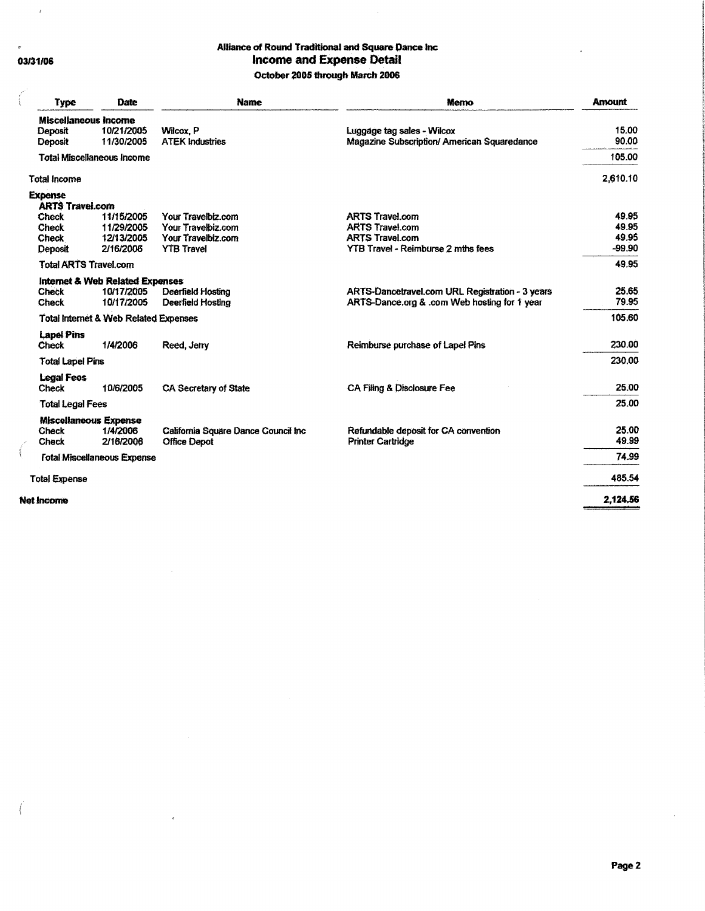03/31/06

## Alliance of Round Traditional and Square Dance Inc
## Income and Expense Detail
### October 2005 through March 2006

| Type | Date | Name | Memo | Amount |
|---|---|---|---|---|
| **Miscellaneous Income** | | | | |
| Deposit | 10/21/2005 | Wilcox, P | Luggage tag sales - Wilcox | 15.00 |
| Deposit | 11/30/2005 | ATEK Industries | Magazine Subscription/ American Squaredance | 90.00 |
| Total Miscellaneous Income | | | | 105.00 |
| Total Income | | | | 2,610.10 |
| **Expense** | | | | |
| **ARTS Travel.com** | | | | |
| Check | 11/15/2005 | Your Travelbiz.com | ARTS Travel.com | 49.95 |
| Check | 11/29/2005 | Your Travelbiz.com | ARTS Travel.com | 49.95 |
| Check | 12/13/2005 | Your Travelbiz.com | ARTS Travel.com | 49.95 |
| Deposit | 2/16/2006 | YTB Travel | YTB Travel - Reimburse 2 mths fees | -99.90 |
| Total ARTS Travel.com | | | | 49.95 |
| **Internet & Web Related Expenses** | | | | |
| Check | 10/17/2005 | Deerfield Hosting | ARTS-Dancetravel.com URL Registration - 3 years | 25.65 |
| Check | 10/17/2005 | Deerfield Hosting | ARTS-Dance.org & .com Web hosting for 1 year | 79.95 |
| Total Internet & Web Related Expenses | | | | 105.60 |
| **Lapel Pins** | | | | |
| Check | 1/4/2006 | Reed, Jerry | Reimburse purchase of Lapel Pins | 230.00 |
| Total Lapel Pins | | | | 230.00 |
| **Legal Fees** | | | | |
| Check | 10/6/2005 | CA Secretary of State | CA Filing & Disclosure Fee | 25.00 |
| Total Legal Fees | | | | 25.00 |
| **Miscellaneous Expense** | | | | |
| Check | 1/4/2006 | California Square Dance Council Inc | Refundable deposit for CA convention | 25.00 |
| Check | 2/16/2006 | Office Depot | Printer Cartridge | 49.99 |
| Total Miscellaneous Expense | | | | 74.99 |
| Total Expense | | | | 485.54 |
| **Net Income** | | | | **2,124.56** |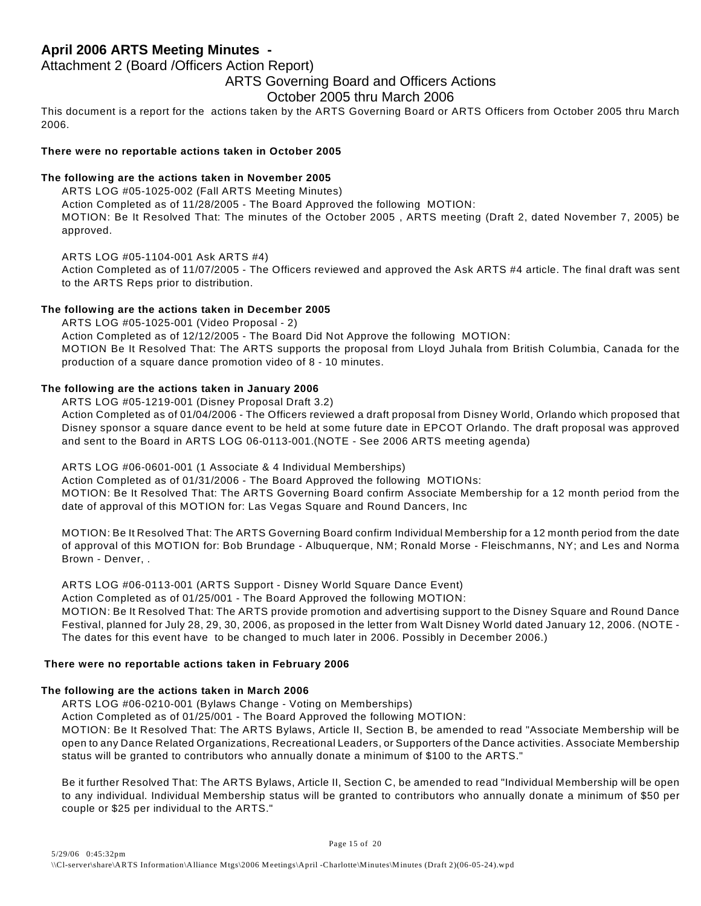## April 2006 ARTS Meeting Minutes -

Attachment 2 (Board /Officers Action Report)

### ARTS Governing Board and Officers Actions
### October 2005 thru March 2006

This document is a report for the actions taken by the ARTS Governing Board or ARTS Officers from October 2005 thru March 2006.

**There were no reportable actions taken in October 2005**

**The following are the actions taken in November 2005**

ARTS LOG #05-1025-002 (Fall ARTS Meeting Minutes)
Action Completed as of 11/28/2005 - The Board Approved the following MOTION:
MOTION: Be It Resolved That: The minutes of the October 2005 , ARTS meeting (Draft 2, dated November 7, 2005) be approved.

ARTS LOG #05-1104-001 Ask ARTS #4)
Action Completed as of 11/07/2005 - The Officers reviewed and approved the Ask ARTS #4 article. The final draft was sent to the ARTS Reps prior to distribution.

**The following are the actions taken in December 2005**

ARTS LOG #05-1025-001 (Video Proposal - 2)
Action Completed as of 12/12/2005 - The Board Did Not Approve the following MOTION:
MOTION Be It Resolved That: The ARTS supports the proposal from Lloyd Juhala from British Columbia, Canada for the production of a square dance promotion video of 8 - 10 minutes.

**The following are the actions taken in January 2006**

ARTS LOG #05-1219-001 (Disney Proposal Draft 3.2)
Action Completed as of 01/04/2006 - The Officers reviewed a draft proposal from Disney World, Orlando which proposed that Disney sponsor a square dance event to be held at some future date in EPCOT Orlando. The draft proposal was approved and sent to the Board in ARTS LOG 06-0113-001.(NOTE - See 2006 ARTS meeting agenda)

ARTS LOG #06-0601-001 (1 Associate & 4 Individual Memberships)
Action Completed as of 01/31/2006 - The Board Approved the following MOTIONs:
MOTION: Be It Resolved That: The ARTS Governing Board confirm Associate Membership for a 12 month period from the date of approval of this MOTION for: Las Vegas Square and Round Dancers, Inc

MOTION: Be It Resolved That: The ARTS Governing Board confirm Individual Membership for a 12 month period from the date of approval of this MOTION for: Bob Brundage - Albuquerque, NM; Ronald Morse - Fleischmanns, NY; and Les and Norma Brown - Denver, .

ARTS LOG #06-0113-001 (ARTS Support - Disney World Square Dance Event)
Action Completed as of 01/25/001 - The Board Approved the following MOTION:
MOTION: Be It Resolved That: The ARTS provide promotion and advertising support to the Disney Square and Round Dance Festival, planned for July 28, 29, 30, 2006, as proposed in the letter from Walt Disney World dated January 12, 2006. (NOTE - The dates for this event have to be changed to much later in 2006. Possibly in December 2006.)

**There were no reportable actions taken in February 2006**

**The following are the actions taken in March 2006**

ARTS LOG #06-0210-001 (Bylaws Change - Voting on Memberships)
Action Completed as of 01/25/001 - The Board Approved the following MOTION:
MOTION: Be It Resolved That: The ARTS Bylaws, Article II, Section B, be amended to read "Associate Membership will be open to any Dance Related Organizations, Recreational Leaders, or Supporters of the Dance activities. Associate Membership status will be granted to contributors who annually donate a minimum of $100 to the ARTS."

Be it further Resolved That: The ARTS Bylaws, Article II, Section C, be amended to read "Individual Membership will be open to any individual. Individual Membership status will be granted to contributors who annually donate a minimum of $50 per couple or $25 per individual to the ARTS."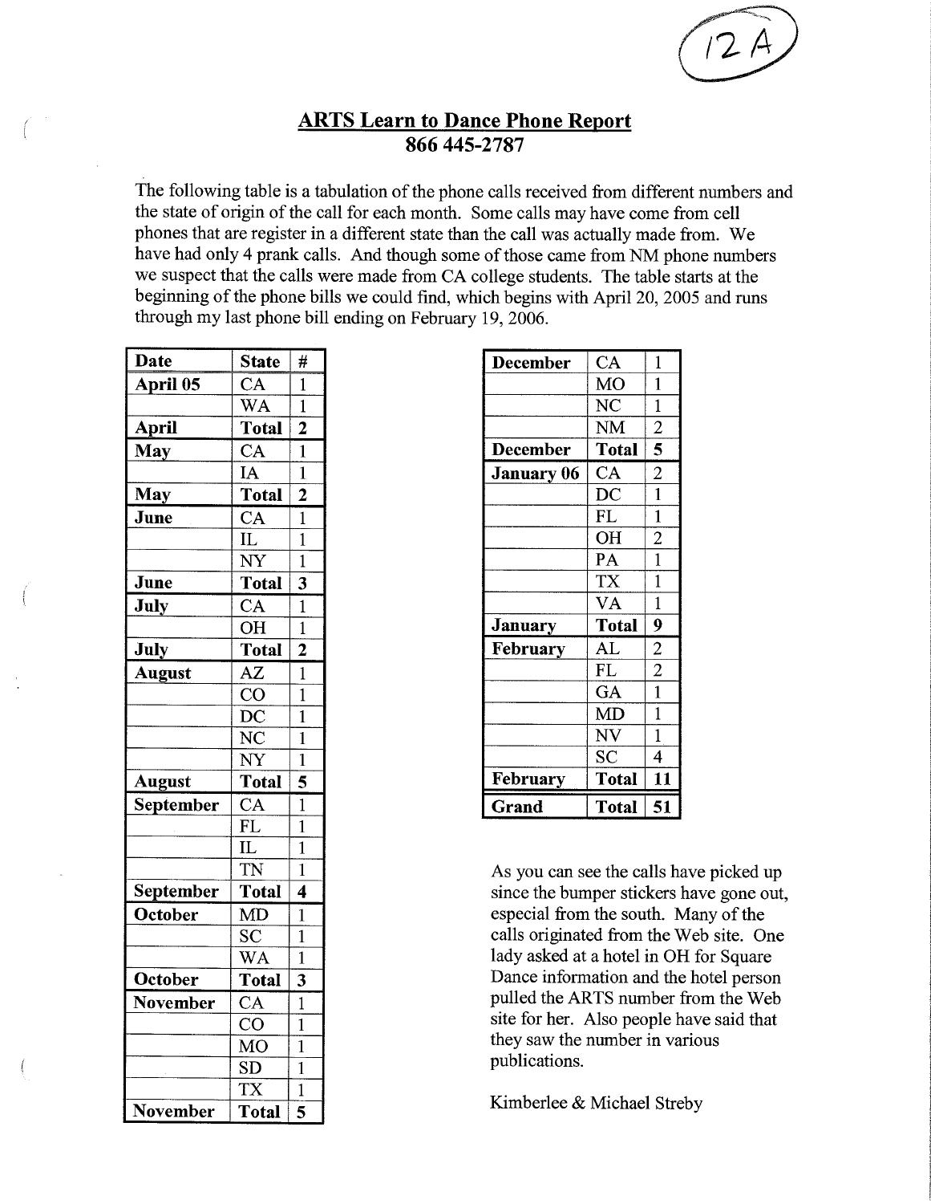12A

## ARTS Learn to Dance Phone Report
## 866 445-2787

The following table is a tabulation of the phone calls received from different numbers and the state of origin of the call for each month. Some calls may have come from cell phones that are register in a different state than the call was actually made from. We have had only 4 prank calls. And though some of those came from NM phone numbers we suspect that the calls were made from CA college students. The table starts at the beginning of the phone bills we could find, which begins with April 20, 2005 and runs through my last phone bill ending on February 19, 2006.

| Date | State | # |
|---|---|---|
| **April 05** | CA | 1 |
| | WA | 1 |
| **April** | **Total** | **2** |
| **May** | CA | 1 |
| | IA | 1 |
| **May** | **Total** | **2** |
| **June** | CA | 1 |
| | IL | 1 |
| | NY | 1 |
| **June** | **Total** | **3** |
| **July** | CA | 1 |
| | OH | 1 |
| **July** | **Total** | **2** |
| **August** | AZ | 1 |
| | CO | 1 |
| | DC | 1 |
| | NC | 1 |
| | NY | 1 |
| **August** | **Total** | **5** |
| **September** | CA | 1 |
| | FL | 1 |
| | IL | 1 |
| | TN | 1 |
| **September** | **Total** | **4** |
| **October** | MD | 1 |
| | SC | 1 |
| | WA | 1 |
| **October** | **Total** | **3** |
| **November** | CA | 1 |
| | CO | 1 |
| | MO | 1 |
| | SD | 1 |
| | TX | 1 |
| **November** | **Total** | **5** |
| **December** | CA | 1 |
| | MO | 1 |
| | NC | 1 |
| | NM | 2 |
| **December** | **Total** | **5** |
| **January 06** | CA | 2 |
| | DC | 1 |
| | FL | 1 |
| | OH | 2 |
| | PA | 1 |
| | TX | 1 |
| | VA | 1 |
| **January** | **Total** | **9** |
| **February** | AL | 2 |
| | FL | 2 |
| | GA | 1 |
| | MD | 1 |
| | NV | 1 |
| | SC | 4 |
| **February** | **Total** | **11** |
| **Grand** | **Total** | **51** |

As you can see the calls have picked up since the bumper stickers have gone out, especial from the south. Many of the calls originated from the Web site. One lady asked at a hotel in OH for Square Dance information and the hotel person pulled the ARTS number from the Web site for her. Also people have said that they saw the number in various publications.

Kimberlee & Michael Streby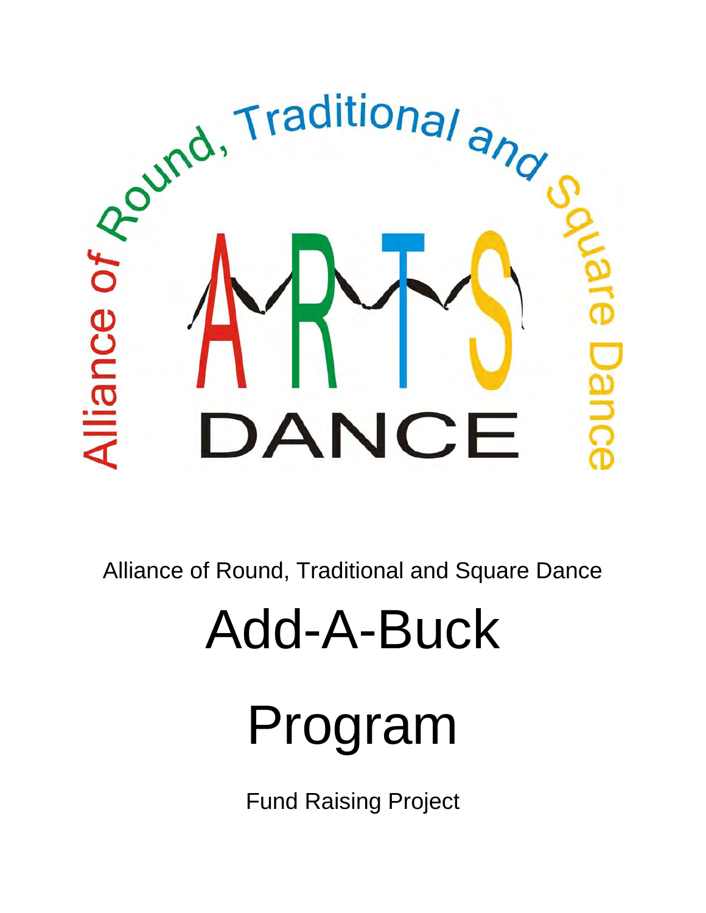Alliance of Round, Traditional and Square Dance

# Add-A-Buck

# Program

Fund Raising Project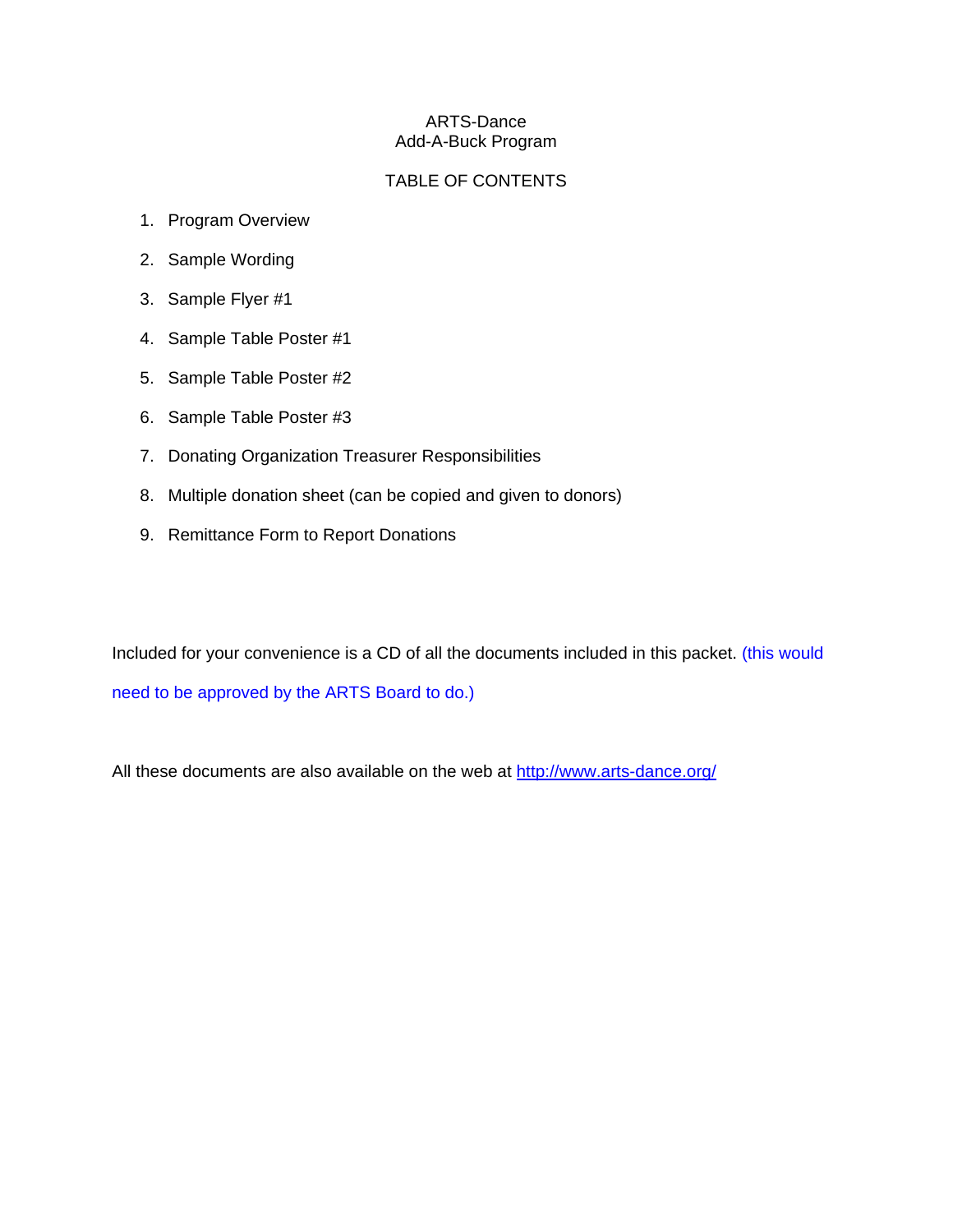# ARTS-Dance
## Add-A-Buck Program

### TABLE OF CONTENTS

1. Program Overview
2. Sample Wording
3. Sample Flyer #1
4. Sample Table Poster #1
5. Sample Table Poster #2
6. Sample Table Poster #3
7. Donating Organization Treasurer Responsibilities
8. Multiple donation sheet (can be copied and given to donors)
9. Remittance Form to Report Donations

Included for your convenience is a CD of all the documents included in this packet. (this would need to be approved by the ARTS Board to do.)

All these documents are also available on the web at [http://www.arts-dance.org/](http://www.arts-dance.org/)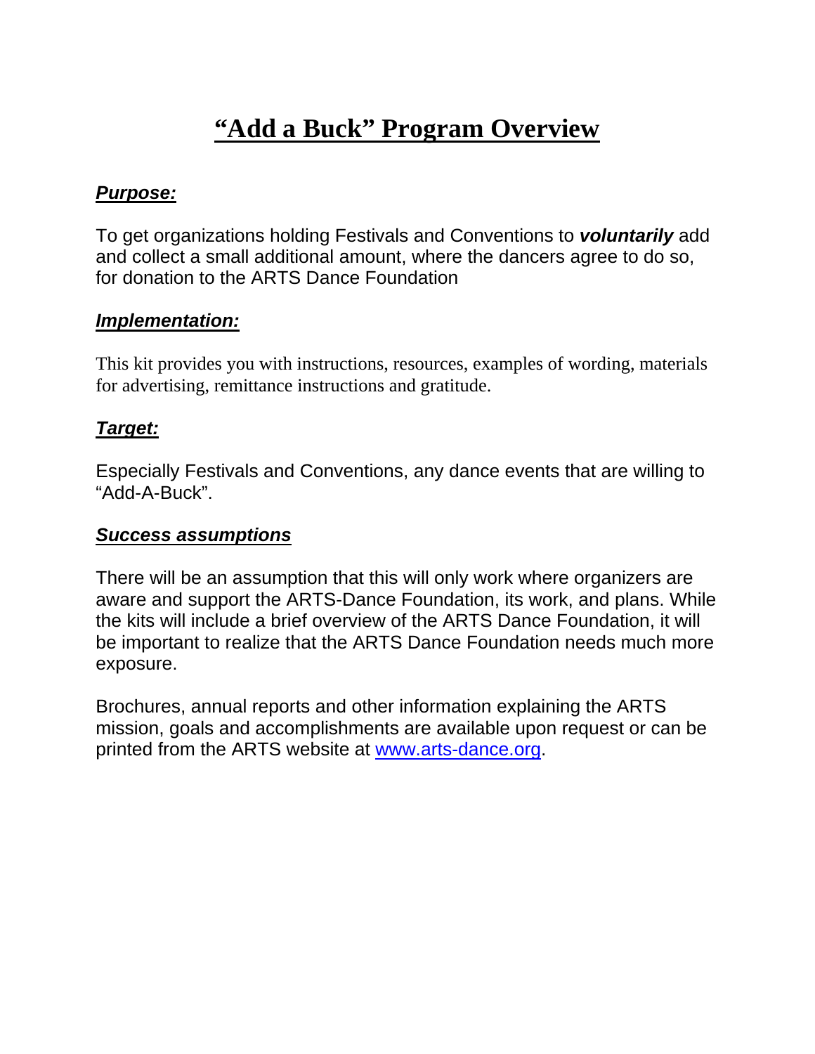# "Add a Buck" Program Overview

***Purpose:***

To get organizations holding Festivals and Conventions to ***voluntarily*** add and collect a small additional amount, where the dancers agree to do so, for donation to the ARTS Dance Foundation

***Implementation:***

This kit provides you with instructions, resources, examples of wording, materials for advertising, remittance instructions and gratitude.

***Target:***

Especially Festivals and Conventions, any dance events that are willing to "Add-A-Buck".

***Success assumptions***

There will be an assumption that this will only work where organizers are aware and support the ARTS-Dance Foundation, its work, and plans. While the kits will include a brief overview of the ARTS Dance Foundation, it will be important to realize that the ARTS Dance Foundation needs much more exposure.

Brochures, annual reports and other information explaining the ARTS mission, goals and accomplishments are available upon request or can be printed from the ARTS website at [www.arts-dance.org](http://www.arts-dance.org).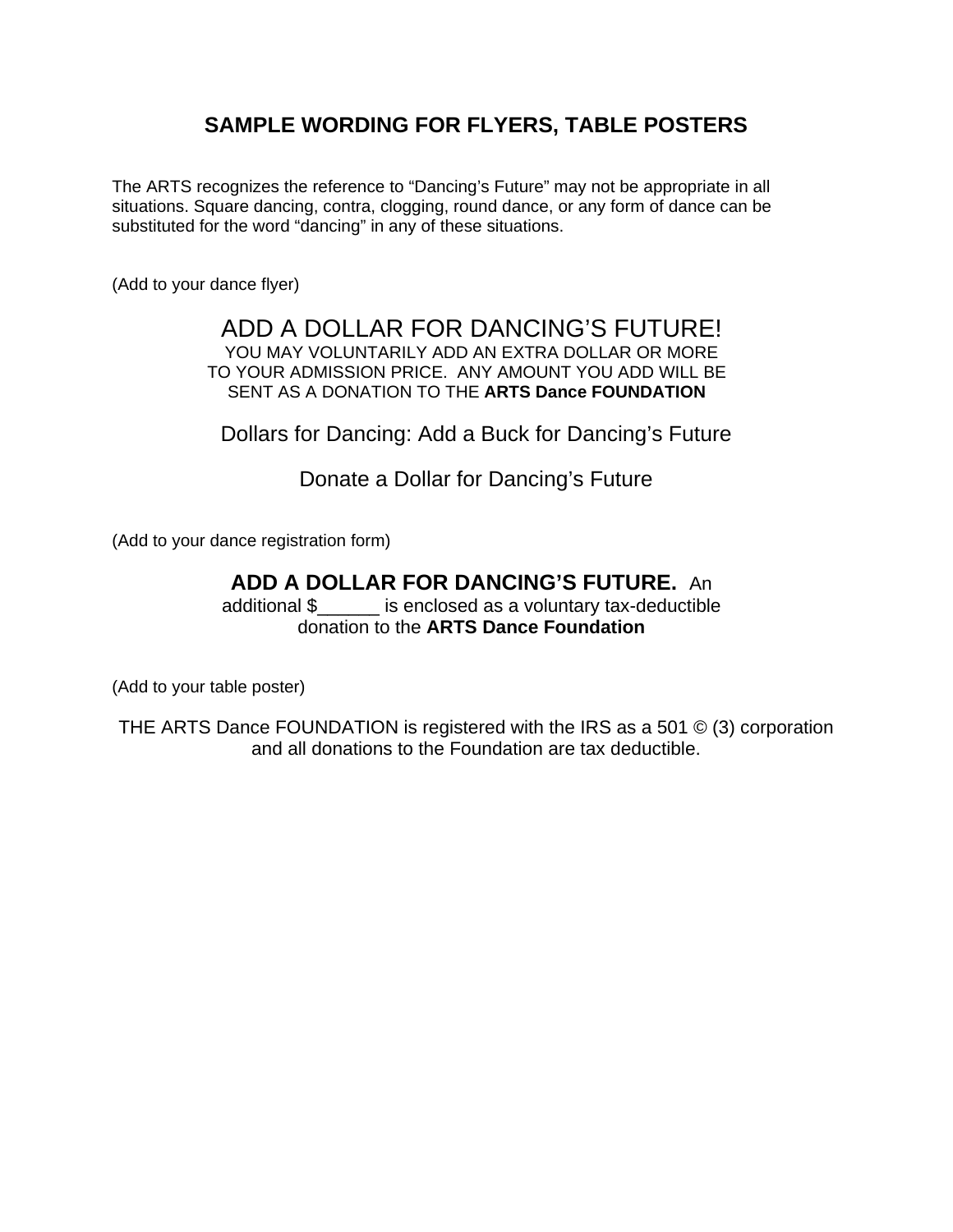# SAMPLE WORDING FOR FLYERS, TABLE POSTERS

The ARTS recognizes the reference to “Dancing’s Future” may not be appropriate in all situations. Square dancing, contra, clogging, round dance, or any form of dance can be substituted for the word “dancing” in any of these situations.

(Add to your dance flyer)

ADD A DOLLAR FOR DANCING’S FUTURE!
YOU MAY VOLUNTARILY ADD AN EXTRA DOLLAR OR MORE TO YOUR ADMISSION PRICE. ANY AMOUNT YOU ADD WILL BE SENT AS A DONATION TO THE **ARTS Dance FOUNDATION**

Dollars for Dancing: Add a Buck for Dancing’s Future

Donate a Dollar for Dancing’s Future

(Add to your dance registration form)

**ADD A DOLLAR FOR DANCING’S FUTURE.** An additional $______ is enclosed as a voluntary tax-deductible donation to the **ARTS Dance Foundation**

(Add to your table poster)

THE ARTS Dance FOUNDATION is registered with the IRS as a 501 © (3) corporation and all donations to the Foundation are tax deductible.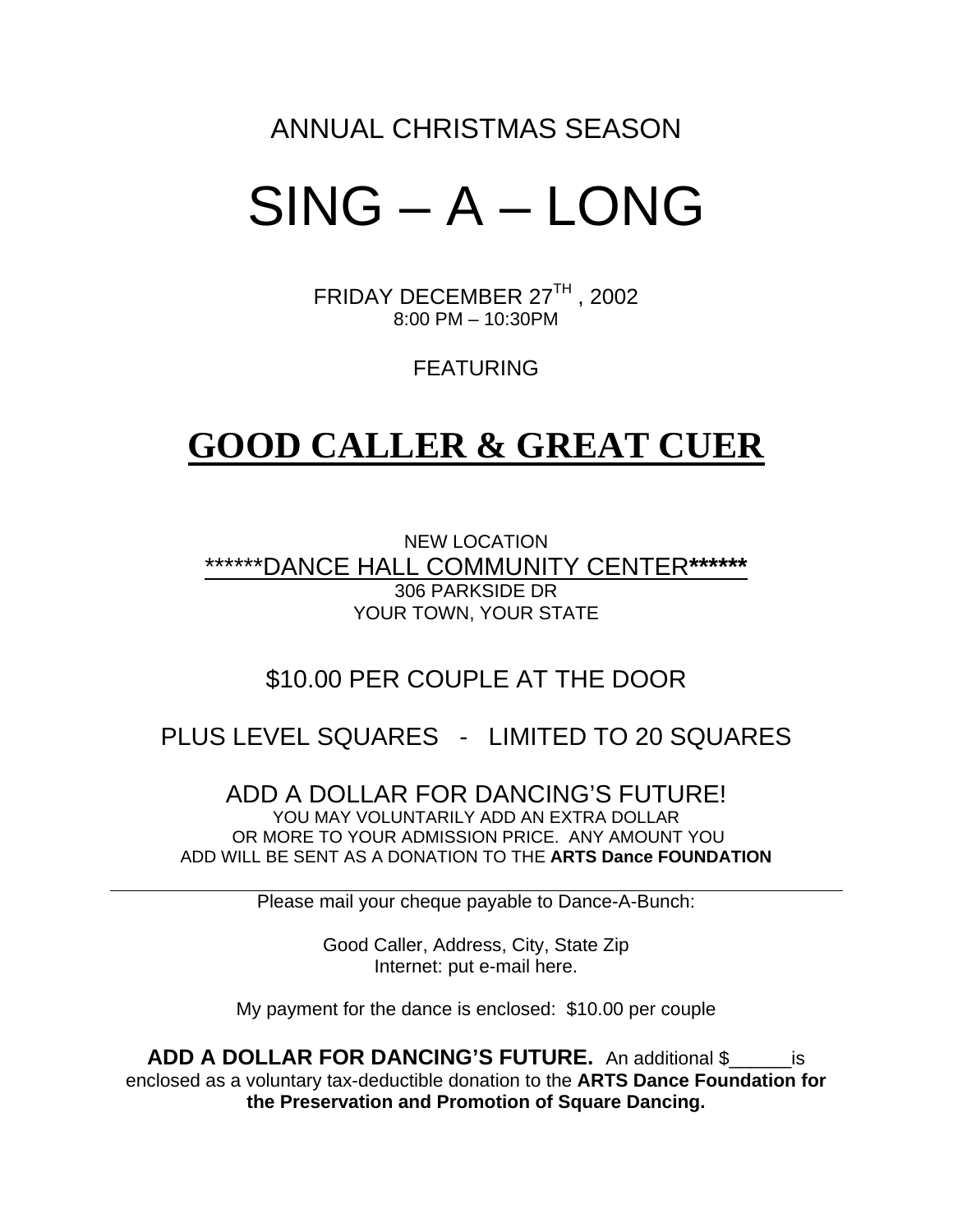ANNUAL CHRISTMAS SEASON

# SING – A – LONG

FRIDAY DECEMBER 27TH , 2002
8:00 PM – 10:30PM

FEATURING

## **GOOD CALLER & GREAT CUER**

NEW LOCATION
******DANCE HALL COMMUNITY CENTER******
306 PARKSIDE DR
YOUR TOWN, YOUR STATE

$10.00 PER COUPLE AT THE DOOR

PLUS LEVEL SQUARES - LIMITED TO 20 SQUARES

ADD A DOLLAR FOR DANCING'S FUTURE!
YOU MAY VOLUNTARILY ADD AN EXTRA DOLLAR OR MORE TO YOUR ADMISSION PRICE. ANY AMOUNT YOU ADD WILL BE SENT AS A DONATION TO THE **ARTS Dance FOUNDATION**

---

Please mail your cheque payable to Dance-A-Bunch:

Good Caller, Address, City, State Zip
Internet: put e-mail here.

My payment for the dance is enclosed: $10.00 per couple

**ADD A DOLLAR FOR DANCING'S FUTURE.** An additional $______is enclosed as a voluntary tax-deductible donation to the **ARTS Dance Foundation for the Preservation and Promotion of Square Dancing.**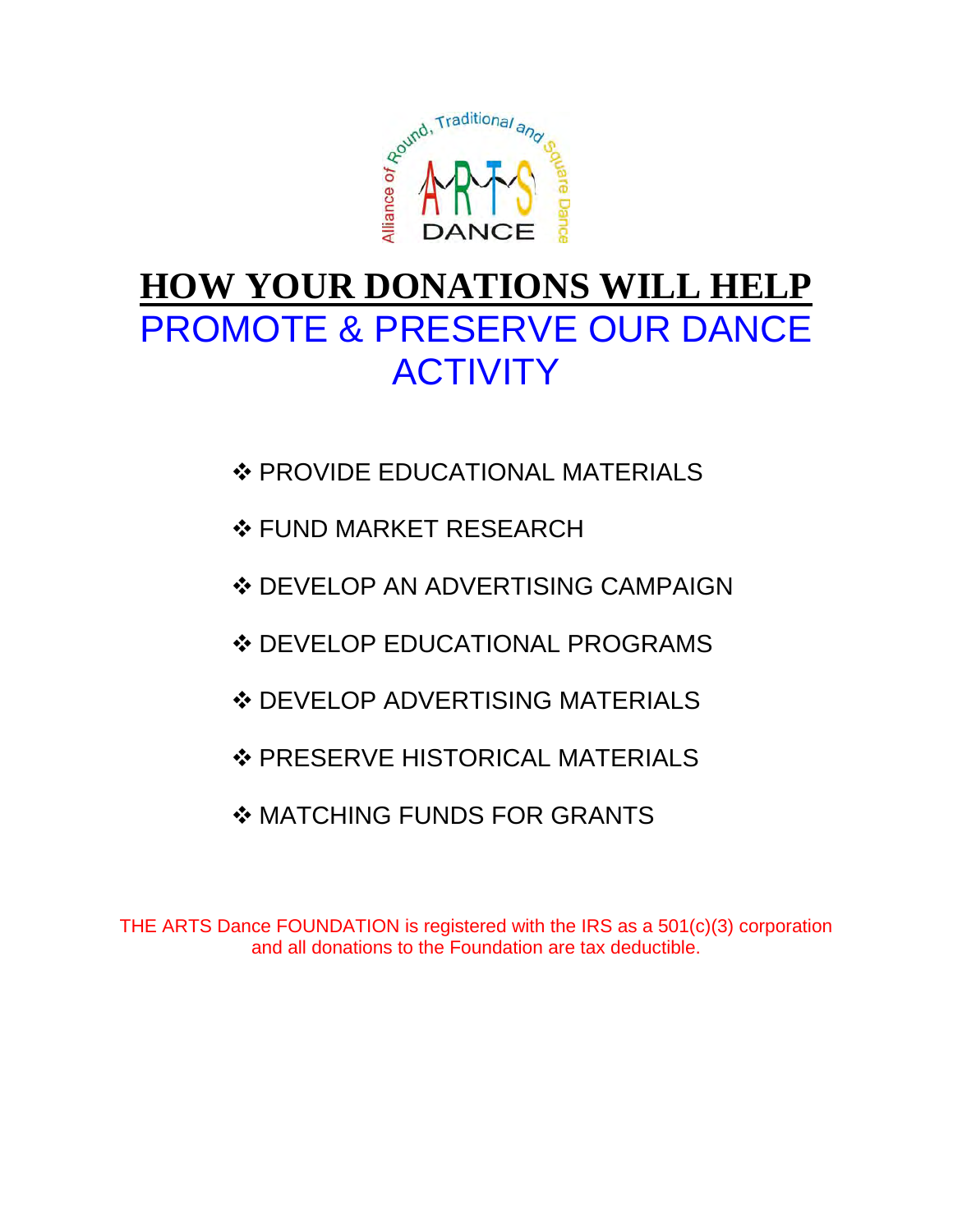# HOW YOUR DONATIONS WILL HELP

## PROMOTE & PRESERVE OUR DANCE ACTIVITY

- PROVIDE EDUCATIONAL MATERIALS
- FUND MARKET RESEARCH
- DEVELOP AN ADVERTISING CAMPAIGN
- DEVELOP EDUCATIONAL PROGRAMS
- DEVELOP ADVERTISING MATERIALS
- PRESERVE HISTORICAL MATERIALS
- MATCHING FUNDS FOR GRANTS

THE ARTS Dance FOUNDATION is registered with the IRS as a 501(c)(3) corporation and all donations to the Foundation are tax deductible.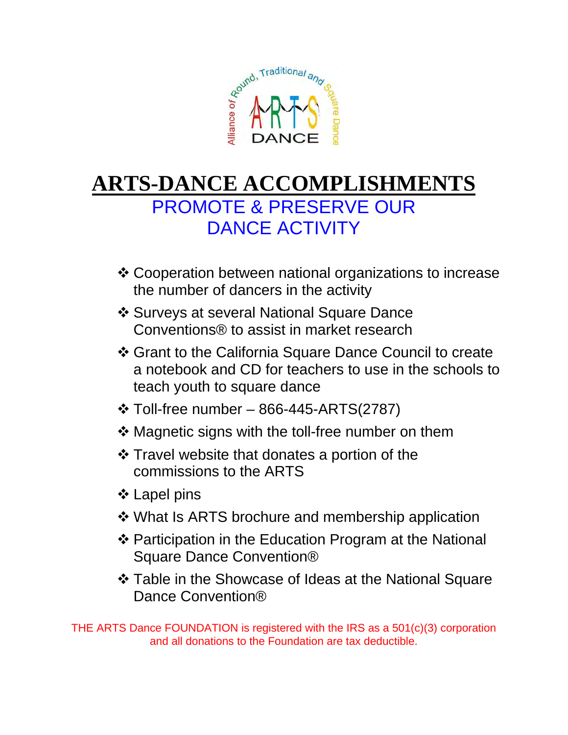# ARTS-DANCE ACCOMPLISHMENTS

## PROMOTE & PRESERVE OUR DANCE ACTIVITY

- Cooperation between national organizations to increase the number of dancers in the activity
- Surveys at several National Square Dance Conventions® to assist in market research
- Grant to the California Square Dance Council to create a notebook and CD for teachers to use in the schools to teach youth to square dance
- Toll-free number – 866-445-ARTS(2787)
- Magnetic signs with the toll-free number on them
- Travel website that donates a portion of the commissions to the ARTS
- Lapel pins
- What Is ARTS brochure and membership application
- Participation in the Education Program at the National Square Dance Convention®
- Table in the Showcase of Ideas at the National Square Dance Convention®

THE ARTS Dance FOUNDATION is registered with the IRS as a 501(c)(3) corporation and all donations to the Foundation are tax deductible.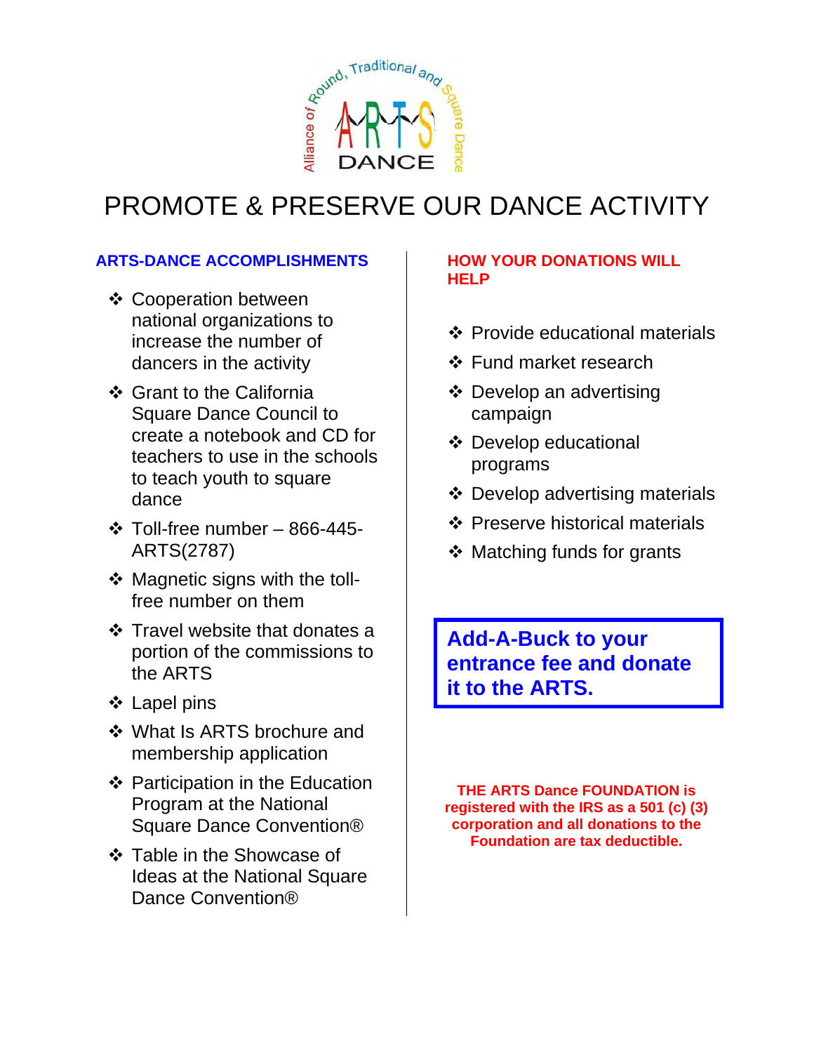Alliance of Round, Traditional and Square Dance

ARTS DANCE

# PROMOTE & PRESERVE OUR DANCE ACTIVITY

## ARTS-DANCE ACCOMPLISHMENTS

- Cooperation between national organizations to increase the number of dancers in the activity
- Grant to the California Square Dance Council to create a notebook and CD for teachers to use in the schools to teach youth to square dance
- Toll-free number – 866-445-ARTS(2787)
- Magnetic signs with the toll-free number on them
- Travel website that donates a portion of the commissions to the ARTS
- Lapel pins
- What Is ARTS brochure and membership application
- Participation in the Education Program at the National Square Dance Convention®
- Table in the Showcase of Ideas at the National Square Dance Convention®

## HOW YOUR DONATIONS WILL HELP

- Provide educational materials
- Fund market research
- Develop an advertising campaign
- Develop educational programs
- Develop advertising materials
- Preserve historical materials
- Matching funds for grants

**Add-A-Buck to your entrance fee and donate it to the ARTS.**

**THE ARTS Dance FOUNDATION is registered with the IRS as a 501 (c) (3) corporation and all donations to the Foundation are tax deductible.**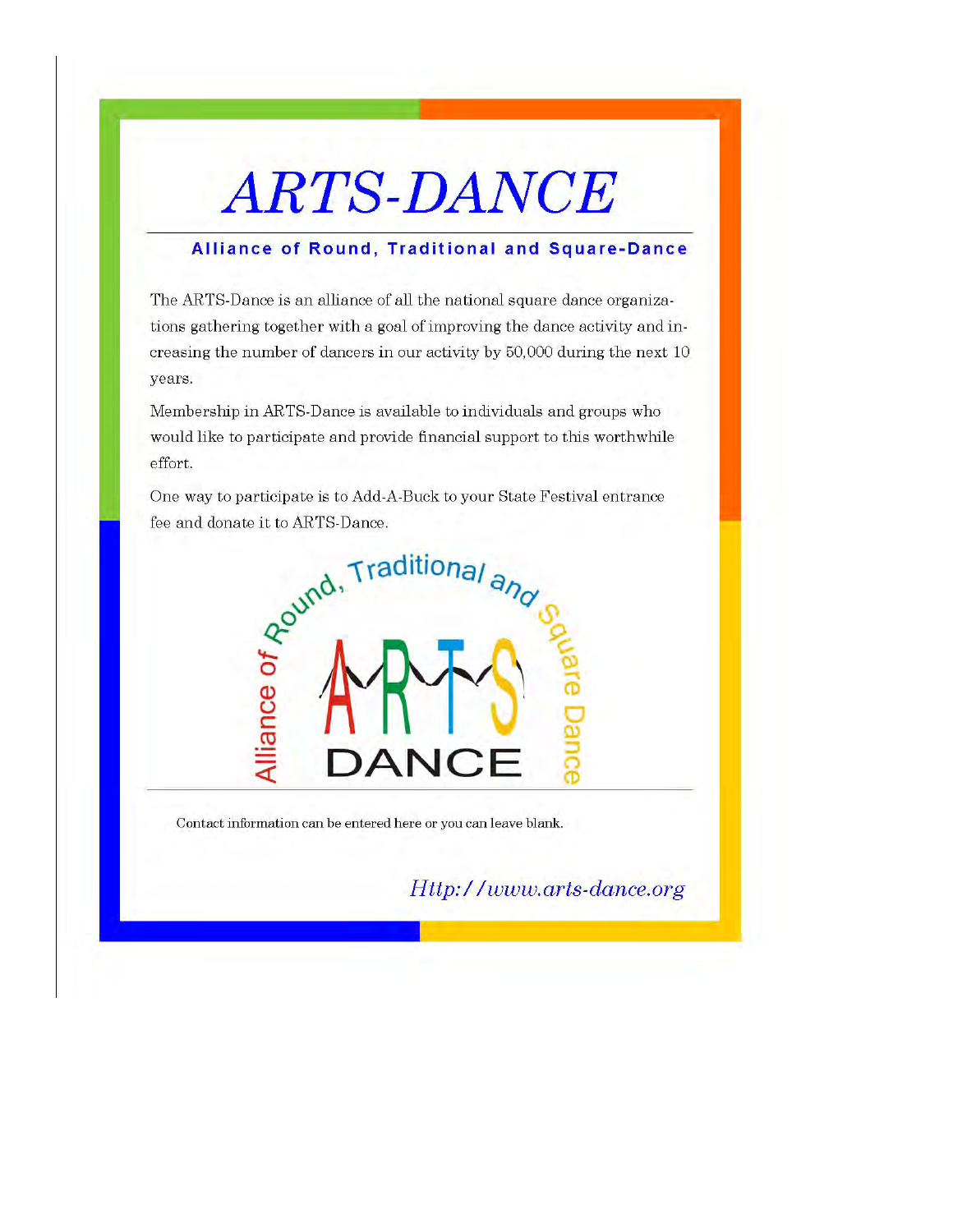# *ARTS-DANCE*

**Alliance of Round, Traditional and Square-Dance**

The ARTS-Dance is an alliance of all the national square dance organizations gathering together with a goal of improving the dance activity and increasing the number of dancers in our activity by 50,000 during the next 10 years.

Membership in ARTS-Dance is available to individuals and groups who would like to participate and provide financial support to this worthwhile effort.

One way to participate is to Add-A-Buck to your State Festival entrance fee and donate it to ARTS-Dance.

Alliance of Round, Traditional and Square Dance

ARTS DANCE

Contact information can be entered here or you can leave blank.

*Http://www.arts-dance.org*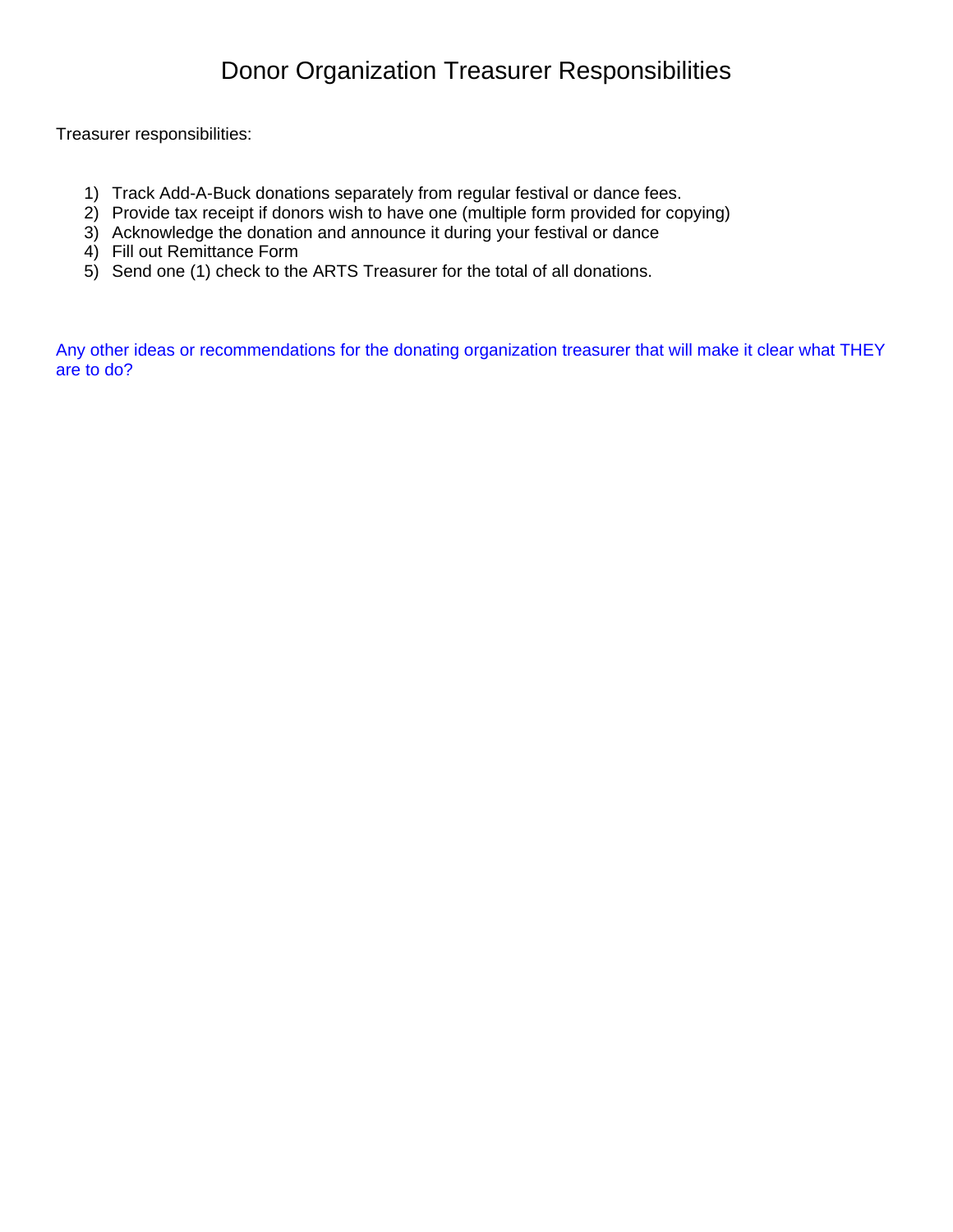# Donor Organization Treasurer Responsibilities

Treasurer responsibilities:

1) Track Add-A-Buck donations separately from regular festival or dance fees.
2) Provide tax receipt if donors wish to have one (multiple form provided for copying)
3) Acknowledge the donation and announce it during your festival or dance
4) Fill out Remittance Form
5) Send one (1) check to the ARTS Treasurer for the total of all donations.

Any other ideas or recommendations for the donating organization treasurer that will make it clear what THEY are to do?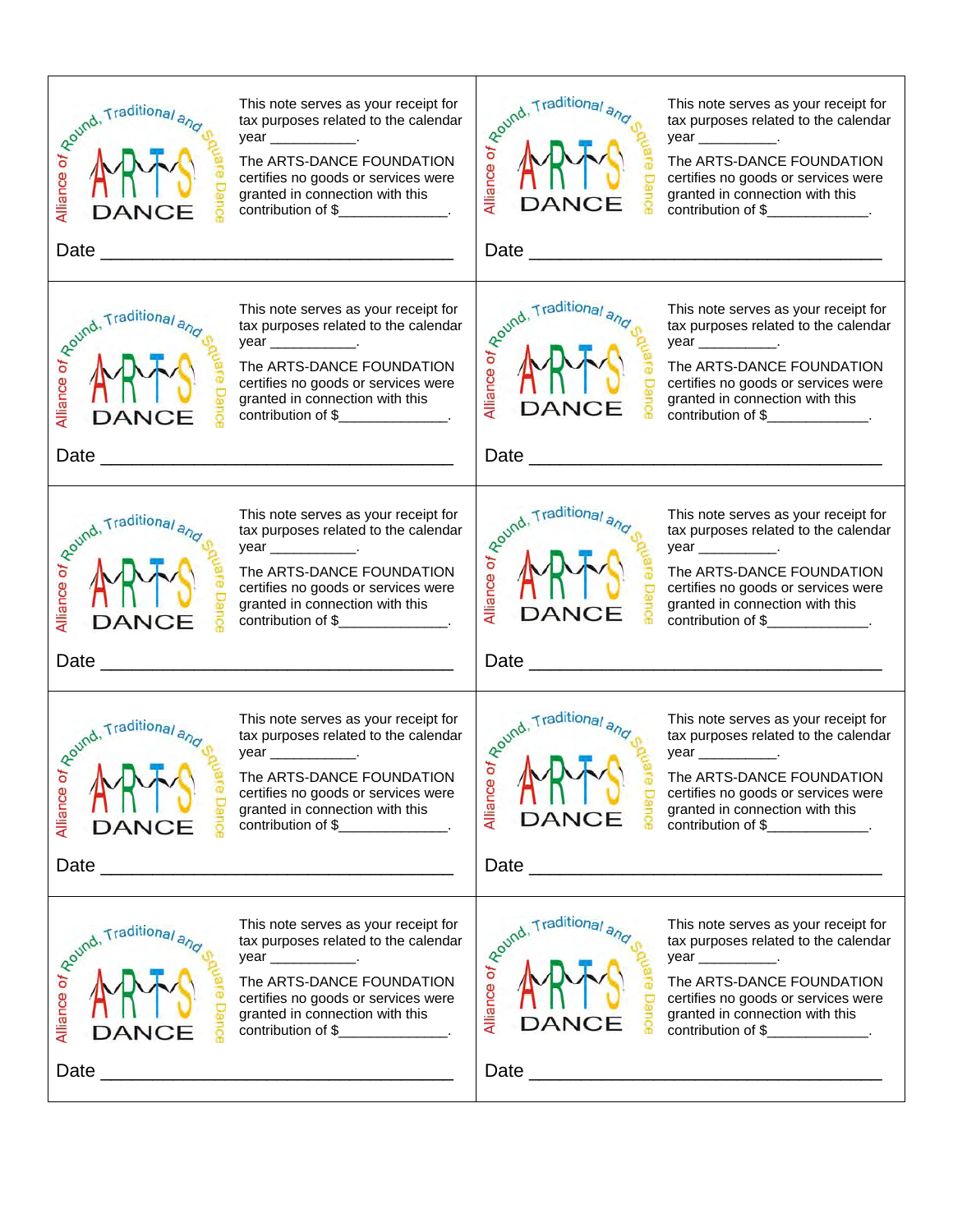Alliance of Round, Traditional and Square Dance
ARTS DANCE

This note serves as your receipt for tax purposes related to the calendar year __________.

The ARTS-DANCE FOUNDATION certifies no goods or services were granted in connection with this contribution of $_____________.

Date ___________________________________

Alliance of Round, Traditional and Square Dance
ARTS DANCE

This note serves as your receipt for tax purposes related to the calendar year __________.

The ARTS-DANCE FOUNDATION certifies no goods or services were granted in connection with this contribution of $_____________.

Date ___________________________________

Alliance of Round, Traditional and Square Dance
ARTS DANCE

This note serves as your receipt for tax purposes related to the calendar year __________.

The ARTS-DANCE FOUNDATION certifies no goods or services were granted in connection with this contribution of $_____________.

Date ___________________________________

Alliance of Round, Traditional and Square Dance
ARTS DANCE

This note serves as your receipt for tax purposes related to the calendar year __________.

The ARTS-DANCE FOUNDATION certifies no goods or services were granted in connection with this contribution of $_____________.

Date ___________________________________

Alliance of Round, Traditional and Square Dance
ARTS DANCE

This note serves as your receipt for tax purposes related to the calendar year __________.

The ARTS-DANCE FOUNDATION certifies no goods or services were granted in connection with this contribution of $_____________.

Date ___________________________________

Alliance of Round, Traditional and Square Dance
ARTS DANCE

This note serves as your receipt for tax purposes related to the calendar year __________.

The ARTS-DANCE FOUNDATION certifies no goods or services were granted in connection with this contribution of $_____________.

Date ___________________________________

Alliance of Round, Traditional and Square Dance
ARTS DANCE

This note serves as your receipt for tax purposes related to the calendar year __________.

The ARTS-DANCE FOUNDATION certifies no goods or services were granted in connection with this contribution of $_____________.

Date ___________________________________

Alliance of Round, Traditional and Square Dance
ARTS DANCE

This note serves as your receipt for tax purposes related to the calendar year __________.

The ARTS-DANCE FOUNDATION certifies no goods or services were granted in connection with this contribution of $_____________.

Date ___________________________________

Alliance of Round, Traditional and Square Dance
ARTS DANCE

This note serves as your receipt for tax purposes related to the calendar year __________.

The ARTS-DANCE FOUNDATION certifies no goods or services were granted in connection with this contribution of $_____________.

Date ___________________________________

Alliance of Round, Traditional and Square Dance
ARTS DANCE

This note serves as your receipt for tax purposes related to the calendar year __________.

The ARTS-DANCE FOUNDATION certifies no goods or services were granted in connection with this contribution of $_____________.

Date ___________________________________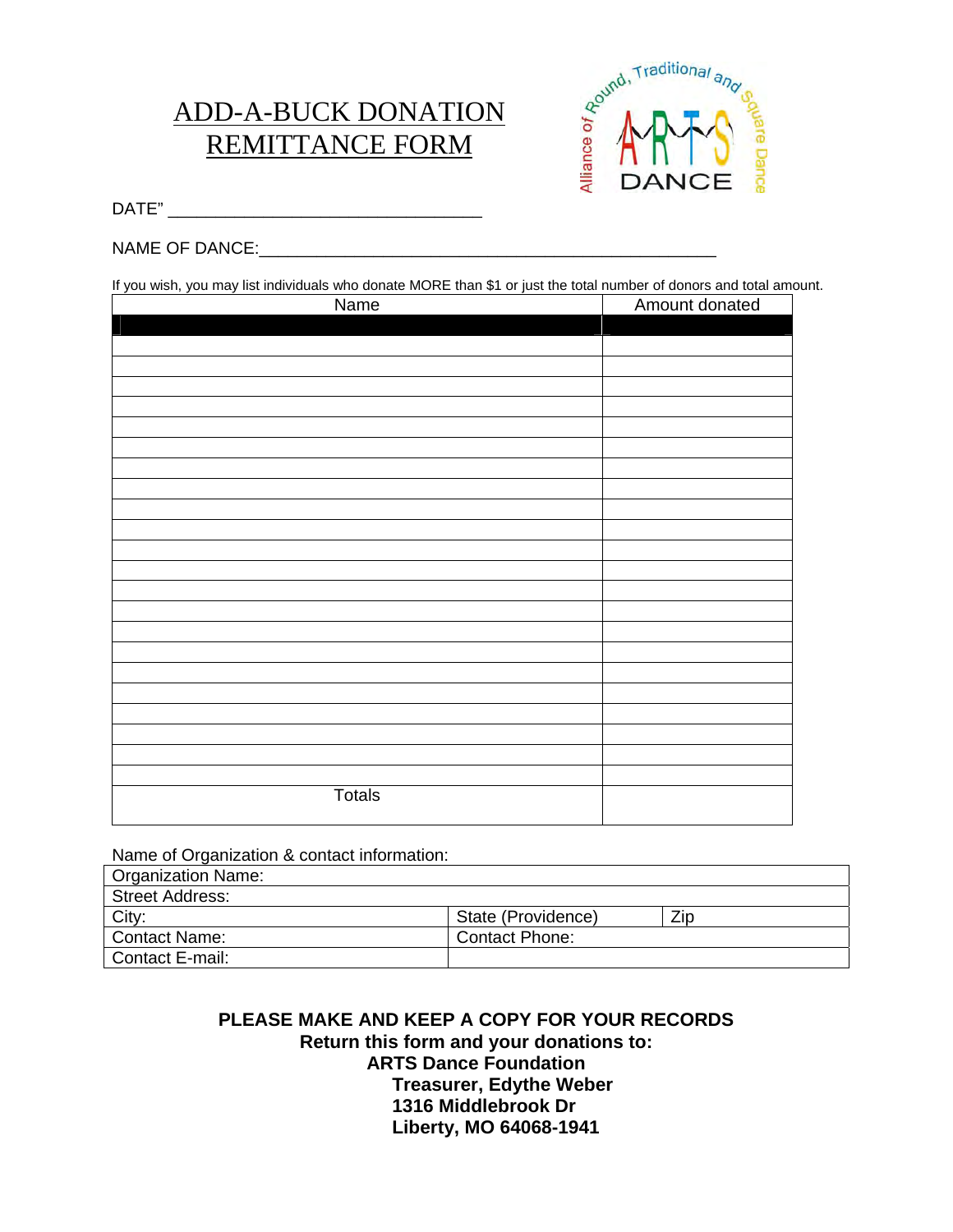# ADD-A-BUCK DONATION REMITTANCE FORM

Alliance of Round, Traditional and Square Dance
ARTS DANCE

DATE” ________________________________

NAME OF DANCE:_______________________________________________

If you wish, you may list individuals who donate MORE than $1 or just the total number of donors and total amount.

| Name | Amount donated |
|---|---|
| | |
| | |
| | |
| | |
| | |
| | |
| | |
| | |
| | |
| | |
| | |
| | |
| | |
| | |
| | |
| | |
| | |
| | |
| | |
| | |
| | |
| | |
| | |
| Totals | |

Name of Organization & contact information:

| Organization Name: | | |
|---|---|---|
| Street Address: | | |
| City: | State (Providence) | Zip |
| Contact Name: | Contact Phone: | |
| Contact E-mail: | | |

**PLEASE MAKE AND KEEP A COPY FOR YOUR RECORDS**
**Return this form and your donations to:**
**ARTS Dance Foundation**
**Treasurer, Edythe Weber**
**1316 Middlebrook Dr**
**Liberty, MO 64068-1941**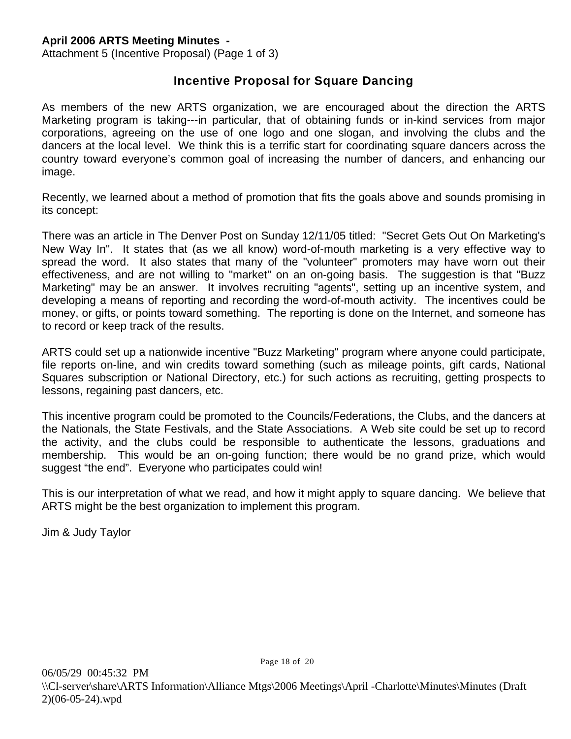**April 2006 ARTS Meeting Minutes -**
Attachment 5 (Incentive Proposal) (Page 1 of 3)

## Incentive Proposal for Square Dancing

As members of the new ARTS organization, we are encouraged about the direction the ARTS Marketing program is taking---in particular, that of obtaining funds or in-kind services from major corporations, agreeing on the use of one logo and one slogan, and involving the clubs and the dancers at the local level. We think this is a terrific start for coordinating square dancers across the country toward everyone's common goal of increasing the number of dancers, and enhancing our image.

Recently, we learned about a method of promotion that fits the goals above and sounds promising in its concept:

There was an article in The Denver Post on Sunday 12/11/05 titled: "Secret Gets Out On Marketing's New Way In". It states that (as we all know) word-of-mouth marketing is a very effective way to spread the word. It also states that many of the "volunteer" promoters may have worn out their effectiveness, and are not willing to "market" on an on-going basis. The suggestion is that "Buzz Marketing" may be an answer. It involves recruiting "agents", setting up an incentive system, and developing a means of reporting and recording the word-of-mouth activity. The incentives could be money, or gifts, or points toward something. The reporting is done on the Internet, and someone has to record or keep track of the results.

ARTS could set up a nationwide incentive "Buzz Marketing" program where anyone could participate, file reports on-line, and win credits toward something (such as mileage points, gift cards, National Squares subscription or National Directory, etc.) for such actions as recruiting, getting prospects to lessons, regaining past dancers, etc.

This incentive program could be promoted to the Councils/Federations, the Clubs, and the dancers at the Nationals, the State Festivals, and the State Associations. A Web site could be set up to record the activity, and the clubs could be responsible to authenticate the lessons, graduations and membership. This would be an on-going function; there would be no grand prize, which would suggest "the end". Everyone who participates could win!

This is our interpretation of what we read, and how it might apply to square dancing. We believe that ARTS might be the best organization to implement this program.

Jim & Judy Taylor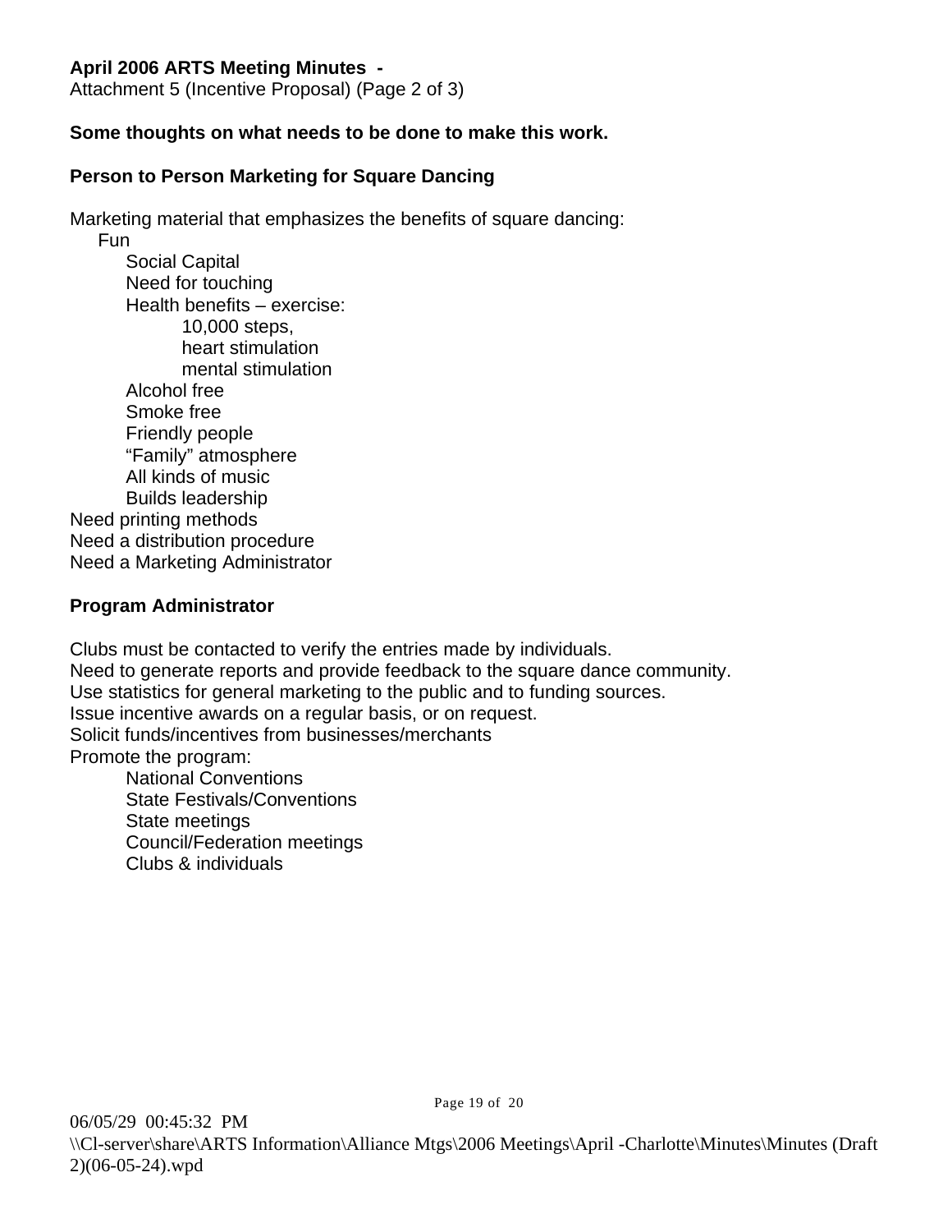**April 2006 ARTS Meeting Minutes -**
Attachment 5 (Incentive Proposal) (Page 2 of 3)

**Some thoughts on what needs to be done to make this work.**

**Person to Person Marketing for Square Dancing**

Marketing material that emphasizes the benefits of square dancing:

- Fun
  - Social Capital
  - Need for touching
  - Health benefits – exercise:
    - 10,000 steps,
    - heart stimulation
    - mental stimulation
  - Alcohol free
  - Smoke free
  - Friendly people
  - "Family" atmosphere
  - All kinds of music
  - Builds leadership

Need printing methods
Need a distribution procedure
Need a Marketing Administrator

**Program Administrator**

Clubs must be contacted to verify the entries made by individuals.
Need to generate reports and provide feedback to the square dance community.
Use statistics for general marketing to the public and to funding sources.
Issue incentive awards on a regular basis, or on request.
Solicit funds/incentives from businesses/merchants
Promote the program:

- National Conventions
- State Festivals/Conventions
- State meetings
- Council/Federation meetings
- Clubs & individuals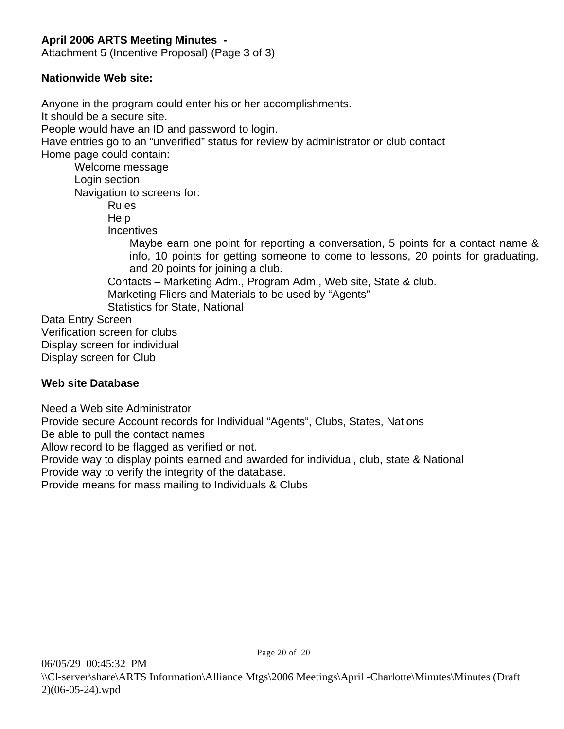**April 2006 ARTS Meeting Minutes -**
Attachment 5 (Incentive Proposal) (Page 3 of 3)

**Nationwide Web site:**

Anyone in the program could enter his or her accomplishments.
It should be a secure site.
People would have an ID and password to login.
Have entries go to an "unverified" status for review by administrator or club contact
Home page could contain:

- Welcome message
- Login section
- Navigation to screens for:
    - Rules
    - Help
    - Incentives
        - Maybe earn one point for reporting a conversation, 5 points for a contact name & info, 10 points for getting someone to come to lessons, 20 points for graduating, and 20 points for joining a club.
    - Contacts – Marketing Adm., Program Adm., Web site, State & club.
    - Marketing Fliers and Materials to be used by "Agents"
    - Statistics for State, National

Data Entry Screen
Verification screen for clubs
Display screen for individual
Display screen for Club

**Web site Database**

Need a Web site Administrator
Provide secure Account records for Individual "Agents", Clubs, States, Nations
Be able to pull the contact names
Allow record to be flagged as verified or not.
Provide way to display points earned and awarded for individual, club, state & National
Provide way to verify the integrity of the database.
Provide means for mass mailing to Individuals & Clubs

06/05/29 00:45:32 PM
\\Cl-server\share\ARTS Information\Alliance Mtgs\2006 Meetings\April -Charlotte\Minutes\Minutes (Draft 2)(06-05-24).wpd